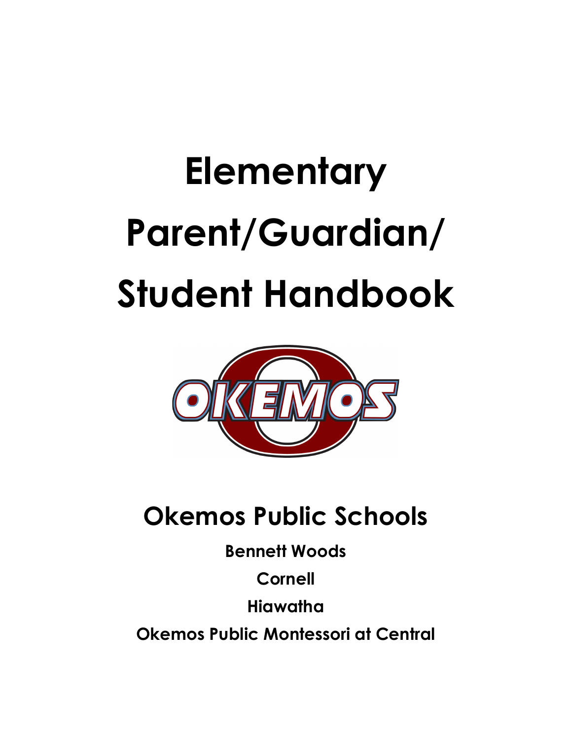# Elementary Parent/Guardian/ Student Handbook

## Okemos Public Schools

**Bennett Woods**

**Cornell**

**Hiawatha**

**Okemos Public Montessori at Central**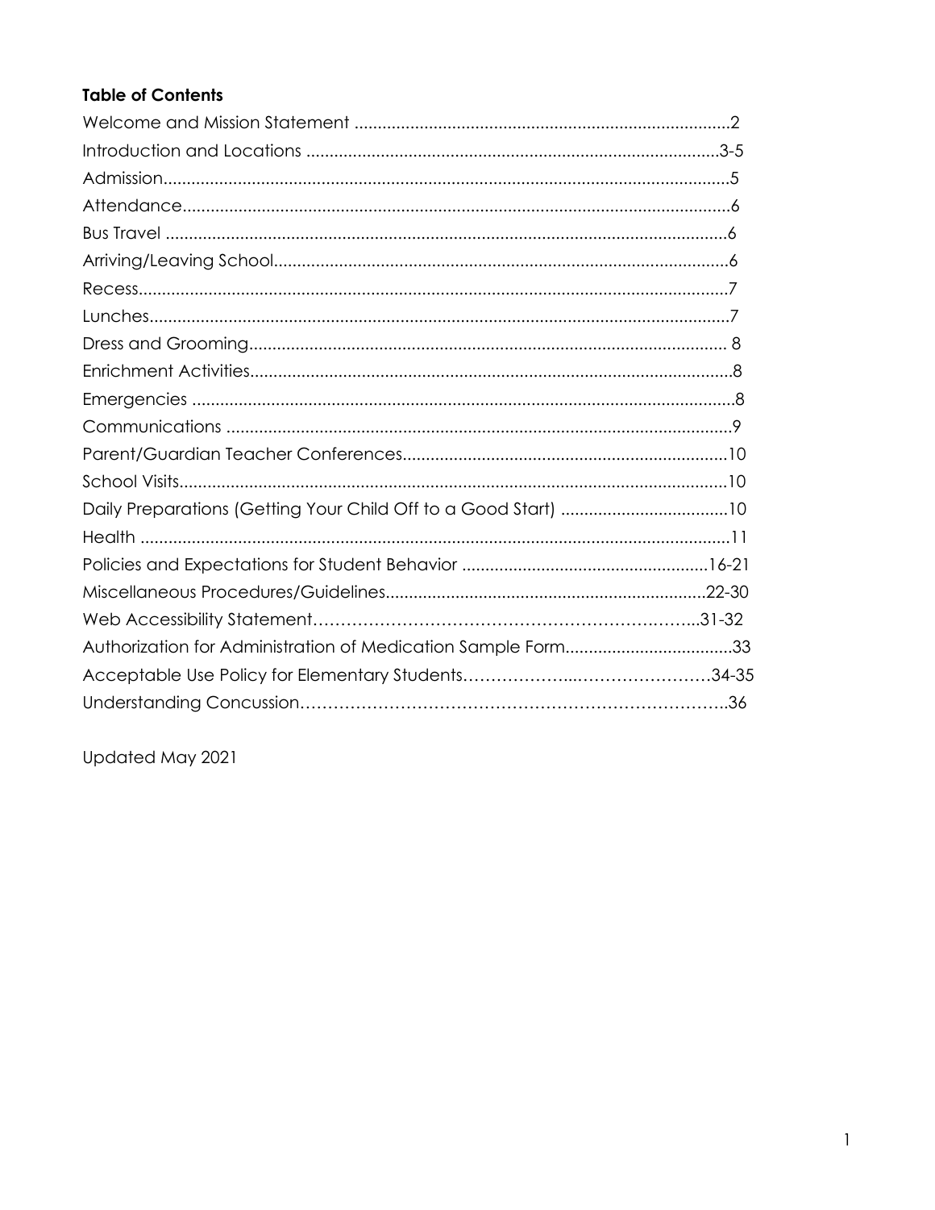**Table of Contents**

Welcome and Mission Statement ....................................................................................2
Introduction and Locations ..........................................................................................3-5
Admission..........................................................................................................................5
Attendance.........................................................................................................................6
Bus Travel ...........................................................................................................................6
Arriving/Leaving School...................................................................................................6
Recess.................................................................................................................................7
Lunches...............................................................................................................................7
Dress and Grooming........................................................................................................ 8
Enrichment Activities........................................................................................................8
Emergencies ......................................................................................................................8
Communications ..............................................................................................................9
Parent/Guardian Teacher Conferences.......................................................................10
School Visits.......................................................................................................................10
Daily Preparations (Getting Your Child Off to a Good Start) ....................................10
Health ................................................................................................................................11
Policies and Expectations for Student Behavior .....................................................16-21
Miscellaneous Procedures/Guidelines.....................................................................22-30
Web Accessibility Statement……………………………………………………….…….31-32
Authorization for Administration of Medication Sample Form....................................33
Acceptable Use Policy for Elementary Students………………...……………………34-35
Understanding Concussion………………………………………………………………..36

Updated May 2021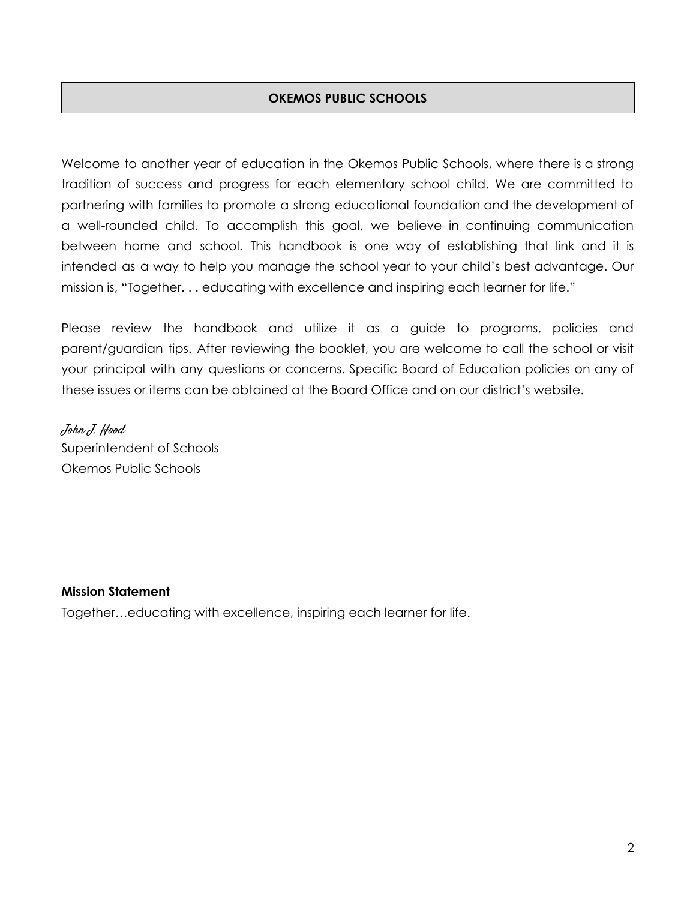## OKEMOS PUBLIC SCHOOLS

Welcome to another year of education in the Okemos Public Schools, where there is a strong tradition of success and progress for each elementary school child. We are committed to partnering with families to promote a strong educational foundation and the development of a well-rounded child. To accomplish this goal, we believe in continuing communication between home and school. This handbook is one way of establishing that link and it is intended as a way to help you manage the school year to your child's best advantage. Our mission is, "Together. . . educating with excellence and inspiring each learner for life."

Please review the handbook and utilize it as a guide to programs, policies and parent/guardian tips. After reviewing the booklet, you are welcome to call the school or visit your principal with any questions or concerns. Specific Board of Education policies on any of these issues or items can be obtained at the Board Office and on our district's website.

*John J. Hood*
Superintendent of Schools
Okemos Public Schools

**Mission Statement**

Together…educating with excellence, inspiring each learner for life.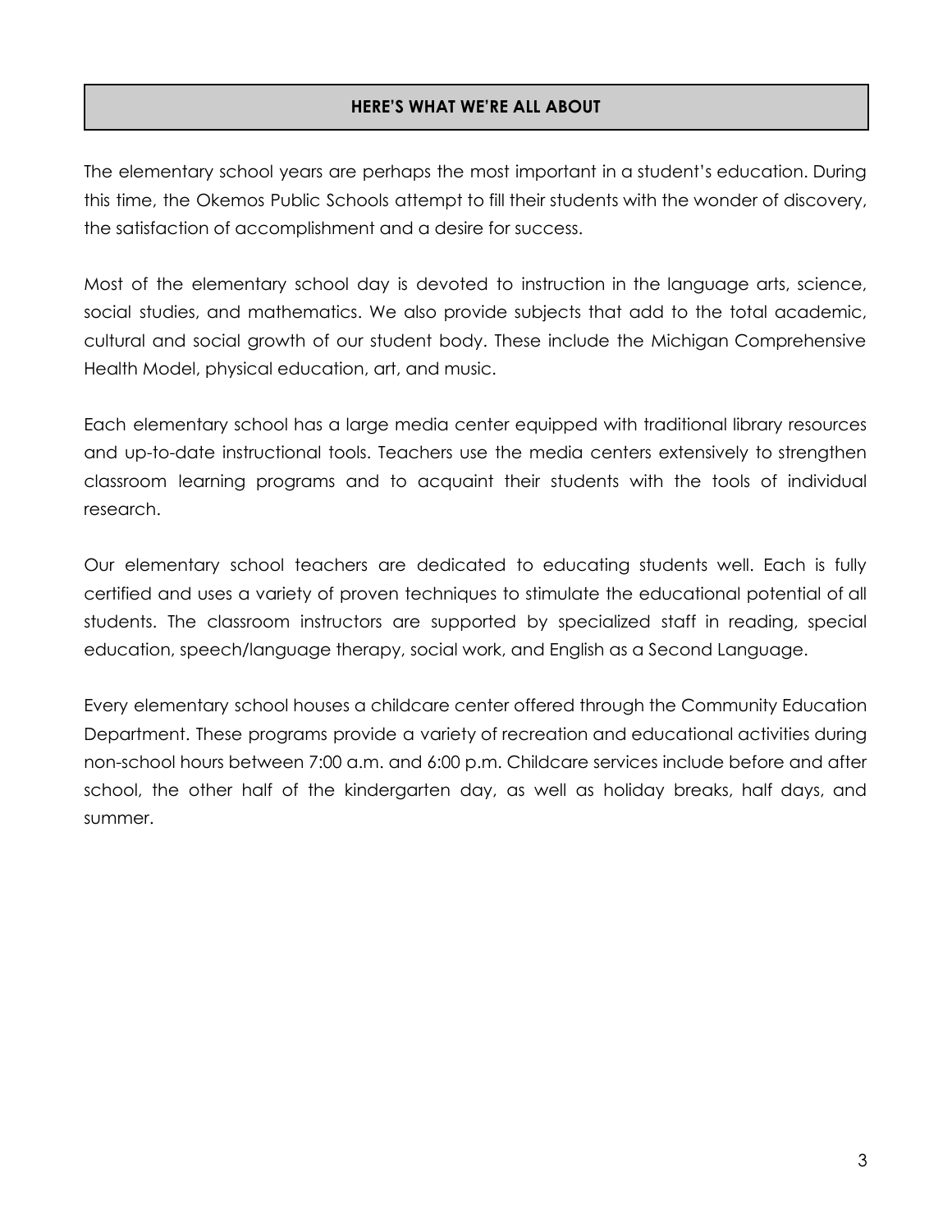## HERE'S WHAT WE'RE ALL ABOUT

The elementary school years are perhaps the most important in a student's education. During this time, the Okemos Public Schools attempt to fill their students with the wonder of discovery, the satisfaction of accomplishment and a desire for success.

Most of the elementary school day is devoted to instruction in the language arts, science, social studies, and mathematics. We also provide subjects that add to the total academic, cultural and social growth of our student body. These include the Michigan Comprehensive Health Model, physical education, art, and music.

Each elementary school has a large media center equipped with traditional library resources and up-to-date instructional tools. Teachers use the media centers extensively to strengthen classroom learning programs and to acquaint their students with the tools of individual research.

Our elementary school teachers are dedicated to educating students well. Each is fully certified and uses a variety of proven techniques to stimulate the educational potential of all students. The classroom instructors are supported by specialized staff in reading, special education, speech/language therapy, social work, and English as a Second Language.

Every elementary school houses a childcare center offered through the Community Education Department. These programs provide a variety of recreation and educational activities during non-school hours between 7:00 a.m. and 6:00 p.m. Childcare services include before and after school, the other half of the kindergarten day, as well as holiday breaks, half days, and summer.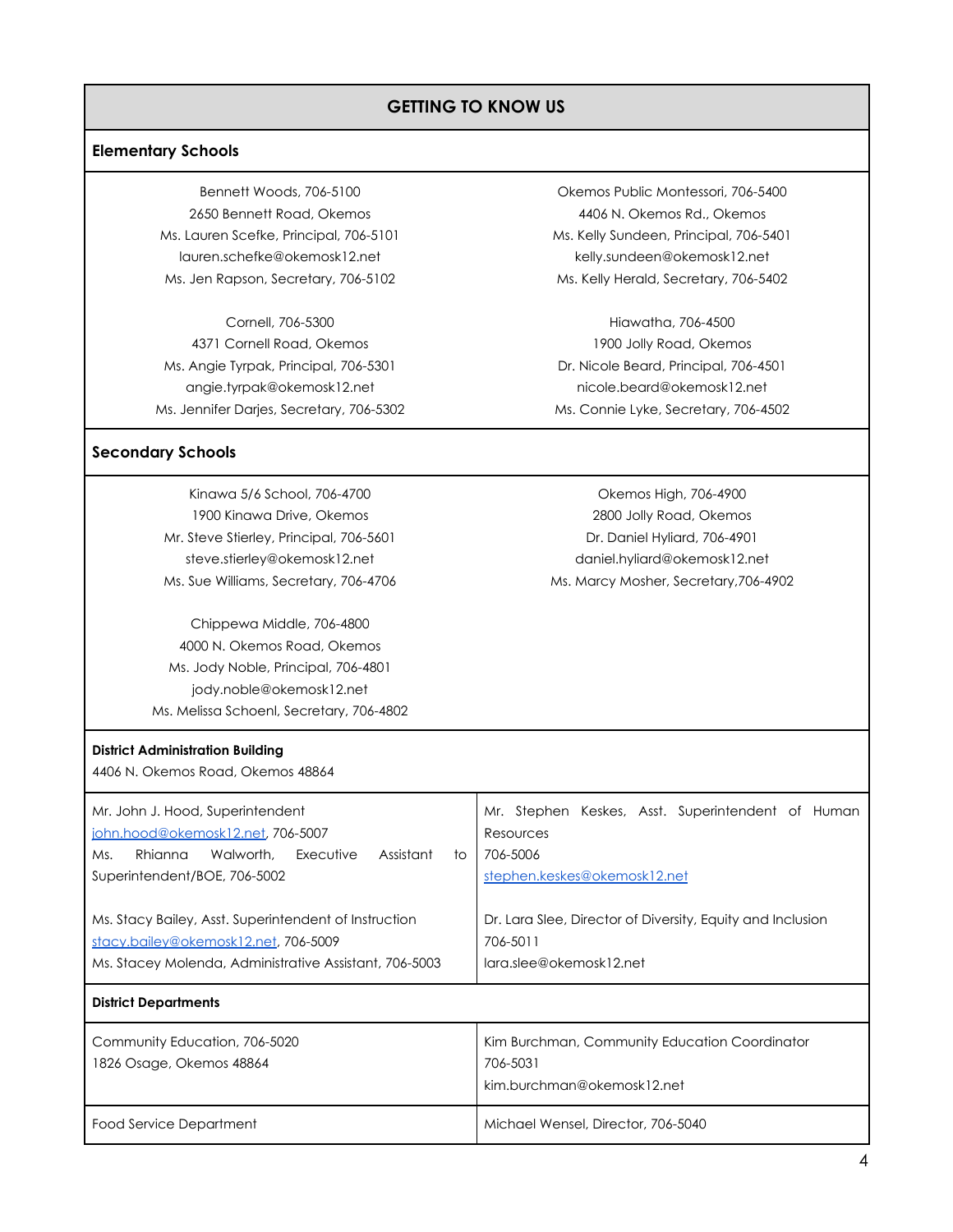## GETTING TO KNOW US

### Elementary Schools

Bennett Woods, 706-5100
2650 Bennett Road, Okemos
Ms. Lauren Scefke, Principal, 706-5101
lauren.schefke@okemosk12.net
Ms. Jen Rapson, Secretary, 706-5102

Cornell, 706-5300
4371 Cornell Road, Okemos
Ms. Angie Tyrpak, Principal, 706-5301
angie.tyrpak@okemosk12.net
Ms. Jennifer Darjes, Secretary, 706-5302

Okemos Public Montessori, 706-5400
4406 N. Okemos Rd., Okemos
Ms. Kelly Sundeen, Principal, 706-5401
kelly.sundeen@okemosk12.net
Ms. Kelly Herald, Secretary, 706-5402

Hiawatha, 706-4500
1900 Jolly Road, Okemos
Dr. Nicole Beard, Principal, 706-4501
nicole.beard@okemosk12.net
Ms. Connie Lyke, Secretary, 706-4502

### Secondary Schools

Kinawa 5/6 School, 706-4700
1900 Kinawa Drive, Okemos
Mr. Steve Stierley, Principal, 706-5601
steve.stierley@okemosk12.net
Ms. Sue Williams, Secretary, 706-4706

Chippewa Middle, 706-4800
4000 N. Okemos Road, Okemos
Ms. Jody Noble, Principal, 706-4801
jody.noble@okemosk12.net
Ms. Melissa Schoenl, Secretary, 706-4802

Okemos High, 706-4900
2800 Jolly Road, Okemos
Dr. Daniel Hyliard, 706-4901
daniel.hyliard@okemosk12.net
Ms. Marcy Mosher, Secretary,706-4902

### District Administration Building

4406 N. Okemos Road, Okemos 48864

Mr. John J. Hood, Superintendent
john.hood@okemosk12.net, 706-5007
Ms. Rhianna Walworth, Executive Assistant to Superintendent/BOE, 706-5002

Ms. Stacy Bailey, Asst. Superintendent of Instruction
stacy.bailey@okemosk12.net, 706-5009
Ms. Stacey Molenda, Administrative Assistant, 706-5003

Mr. Stephen Keskes, Asst. Superintendent of Human Resources
706-5006
stephen.keskes@okemosk12.net

Dr. Lara Slee, Director of Diversity, Equity and Inclusion
706-5011
lara.slee@okemosk12.net

### District Departments

| | |
|---|---|
| Community Education, 706-5020<br>1826 Osage, Okemos 48864 | Kim Burchman, Community Education Coordinator<br>706-5031<br>kim.burchman@okemosk12.net |
| Food Service Department | Michael Wensel, Director, 706-5040 |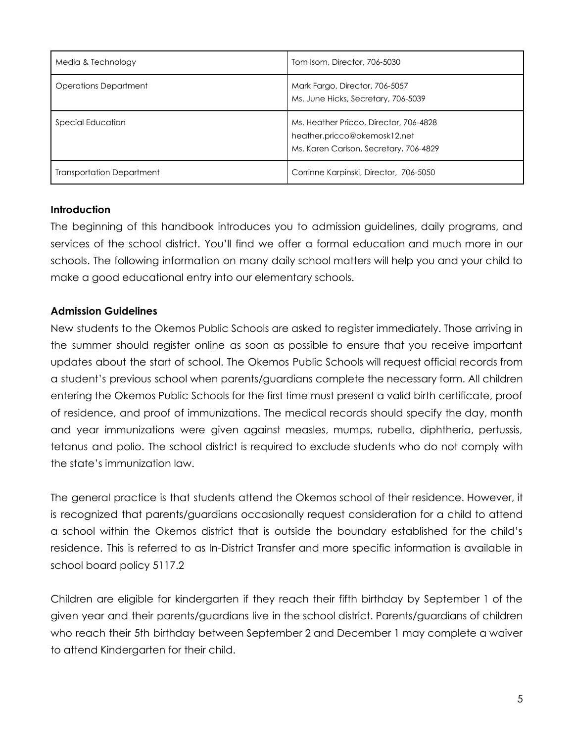| Media & Technology | Tom Isom, Director, 706-5030 |
|---|---|
| Operations Department | Mark Fargo, Director, 706-5057<br>Ms. June Hicks, Secretary, 706-5039 |
| Special Education | Ms. Heather Pricco, Director, 706-4828<br>heather.pricco@okemosk12.net<br>Ms. Karen Carlson, Secretary, 706-4829 |
| Transportation Department | Corrinne Karpinski, Director, 706-5050 |

**Introduction**

The beginning of this handbook introduces you to admission guidelines, daily programs, and services of the school district. You'll find we offer a formal education and much more in our schools. The following information on many daily school matters will help you and your child to make a good educational entry into our elementary schools.

**Admission Guidelines**

New students to the Okemos Public Schools are asked to register immediately. Those arriving in the summer should register online as soon as possible to ensure that you receive important updates about the start of school. The Okemos Public Schools will request official records from a student's previous school when parents/guardians complete the necessary form. All children entering the Okemos Public Schools for the first time must present a valid birth certificate, proof of residence, and proof of immunizations. The medical records should specify the day, month and year immunizations were given against measles, mumps, rubella, diphtheria, pertussis, tetanus and polio. The school district is required to exclude students who do not comply with the state's immunization law.

The general practice is that students attend the Okemos school of their residence. However, it is recognized that parents/guardians occasionally request consideration for a child to attend a school within the Okemos district that is outside the boundary established for the child's residence. This is referred to as In-District Transfer and more specific information is available in school board policy 5117.2

Children are eligible for kindergarten if they reach their fifth birthday by September 1 of the given year and their parents/guardians live in the school district. Parents/guardians of children who reach their 5th birthday between September 2 and December 1 may complete a waiver to attend Kindergarten for their child.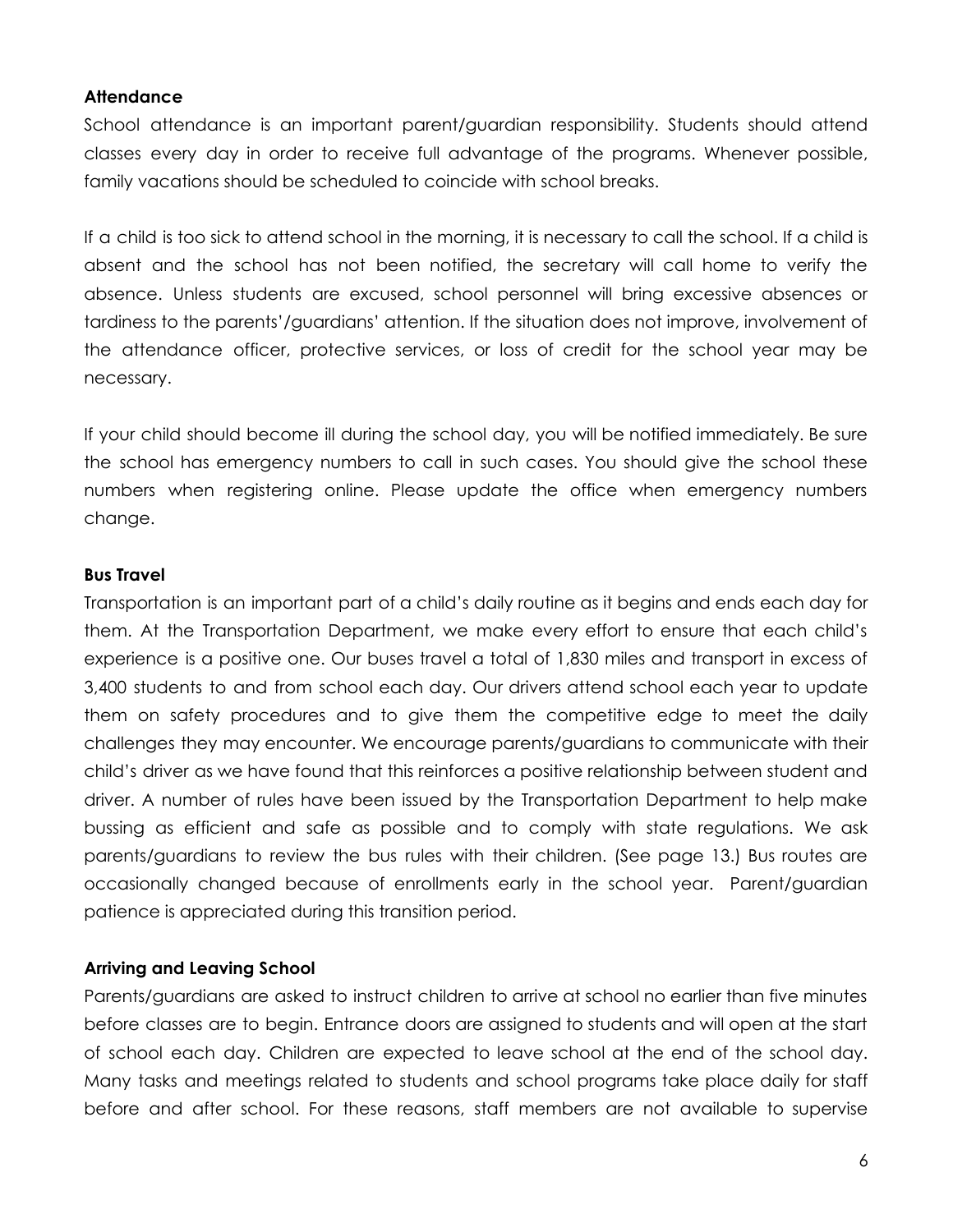### Attendance

School attendance is an important parent/guardian responsibility. Students should attend classes every day in order to receive full advantage of the programs. Whenever possible, family vacations should be scheduled to coincide with school breaks.

If a child is too sick to attend school in the morning, it is necessary to call the school. If a child is absent and the school has not been notified, the secretary will call home to verify the absence. Unless students are excused, school personnel will bring excessive absences or tardiness to the parents'/guardians' attention. If the situation does not improve, involvement of the attendance officer, protective services, or loss of credit for the school year may be necessary.

If your child should become ill during the school day, you will be notified immediately. Be sure the school has emergency numbers to call in such cases. You should give the school these numbers when registering online. Please update the office when emergency numbers change.

### Bus Travel

Transportation is an important part of a child's daily routine as it begins and ends each day for them. At the Transportation Department, we make every effort to ensure that each child's experience is a positive one. Our buses travel a total of 1,830 miles and transport in excess of 3,400 students to and from school each day. Our drivers attend school each year to update them on safety procedures and to give them the competitive edge to meet the daily challenges they may encounter. We encourage parents/guardians to communicate with their child's driver as we have found that this reinforces a positive relationship between student and driver. A number of rules have been issued by the Transportation Department to help make bussing as efficient and safe as possible and to comply with state regulations. We ask parents/guardians to review the bus rules with their children. (See page 13.) Bus routes are occasionally changed because of enrollments early in the school year. Parent/guardian patience is appreciated during this transition period.

### Arriving and Leaving School

Parents/guardians are asked to instruct children to arrive at school no earlier than five minutes before classes are to begin. Entrance doors are assigned to students and will open at the start of school each day. Children are expected to leave school at the end of the school day. Many tasks and meetings related to students and school programs take place daily for staff before and after school. For these reasons, staff members are not available to supervise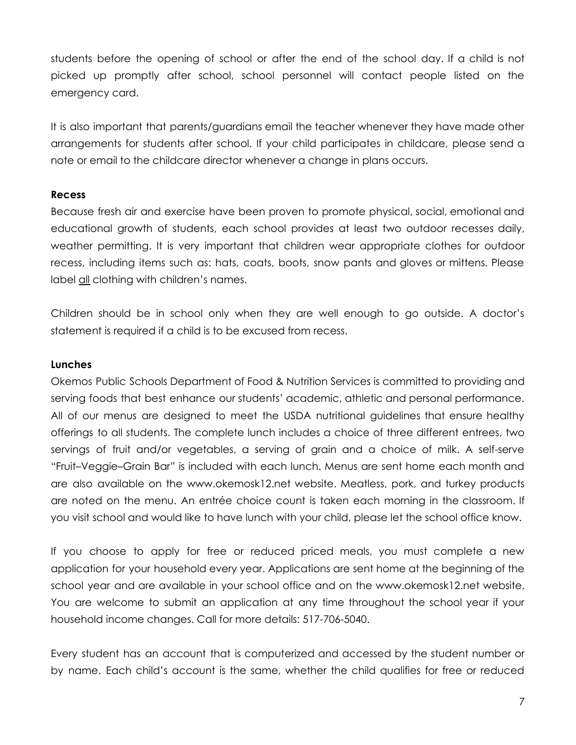students before the opening of school or after the end of the school day. If a child is not picked up promptly after school, school personnel will contact people listed on the emergency card.

It is also important that parents/guardians email the teacher whenever they have made other arrangements for students after school. If your child participates in childcare, please send a note or email to the childcare director whenever a change in plans occurs.

**Recess**

Because fresh air and exercise have been proven to promote physical, social, emotional and educational growth of students, each school provides at least two outdoor recesses daily, weather permitting. It is very important that children wear appropriate clothes for outdoor recess, including items such as: hats, coats, boots, snow pants and gloves or mittens. Please label <u>all</u> clothing with children's names.

Children should be in school only when they are well enough to go outside. A doctor's statement is required if a child is to be excused from recess.

**Lunches**

Okemos Public Schools Department of Food & Nutrition Services is committed to providing and serving foods that best enhance our students' academic, athletic and personal performance. All of our menus are designed to meet the USDA nutritional guidelines that ensure healthy offerings to all students. The complete lunch includes a choice of three different entrees, two servings of fruit and/or vegetables, a serving of grain and a choice of milk. A self-serve "Fruit–Veggie–Grain Bar" is included with each lunch. Menus are sent home each month and are also available on the www.okemosk12.net website. Meatless, pork, and turkey products are noted on the menu. An entrée choice count is taken each morning in the classroom. If you visit school and would like to have lunch with your child, please let the school office know.

If you choose to apply for free or reduced priced meals, you must complete a new application for your household every year. Applications are sent home at the beginning of the school year and are available in your school office and on the www.okemosk12.net website. You are welcome to submit an application at any time throughout the school year if your household income changes. Call for more details: 517-706-5040.

Every student has an account that is computerized and accessed by the student number or by name. Each child's account is the same, whether the child qualifies for free or reduced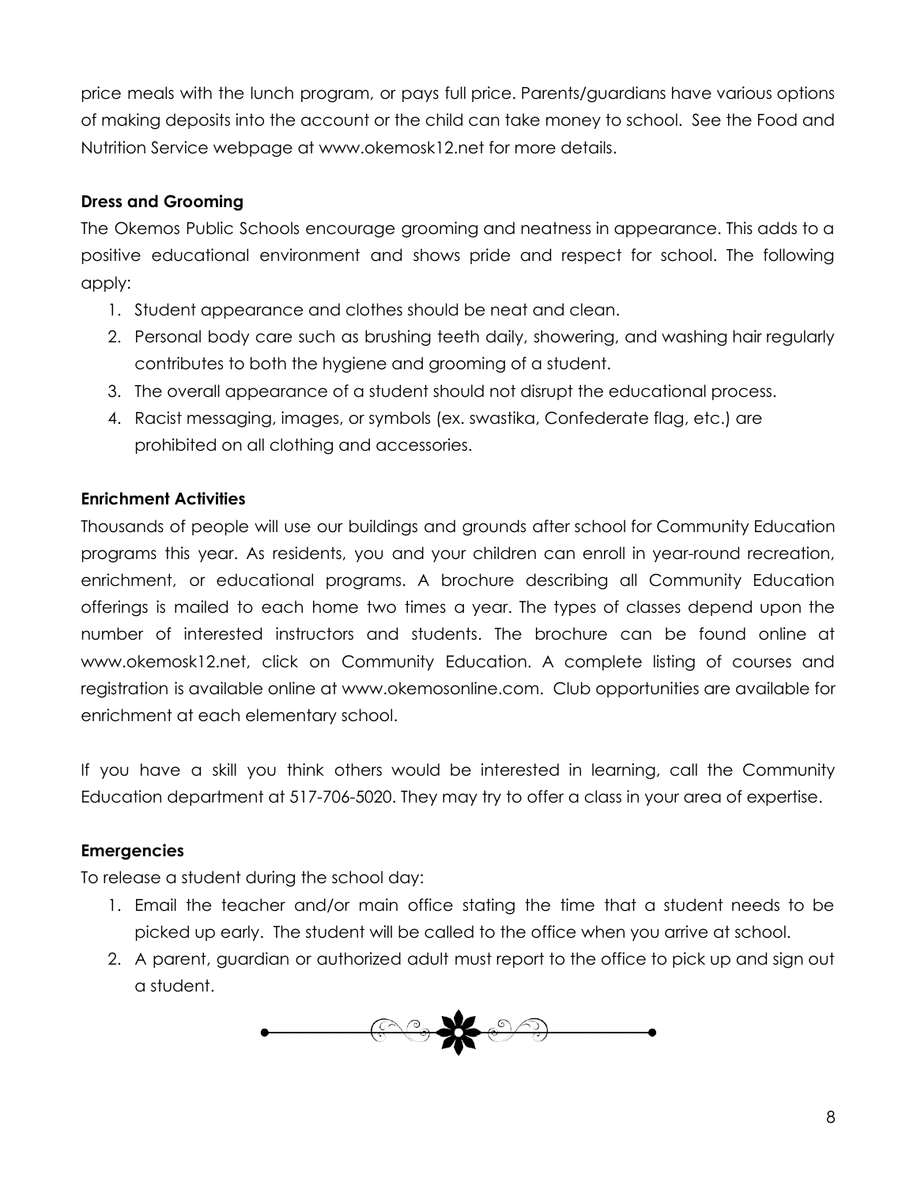price meals with the lunch program, or pays full price. Parents/guardians have various options of making deposits into the account or the child can take money to school. See the Food and Nutrition Service webpage at www.okemosk12.net for more details.

**Dress and Grooming**

The Okemos Public Schools encourage grooming and neatness in appearance. This adds to a positive educational environment and shows pride and respect for school. The following apply:

1. Student appearance and clothes should be neat and clean.
2. Personal body care such as brushing teeth daily, showering, and washing hair regularly contributes to both the hygiene and grooming of a student.
3. The overall appearance of a student should not disrupt the educational process.
4. Racist messaging, images, or symbols (ex. swastika, Confederate flag, etc.) are prohibited on all clothing and accessories.

**Enrichment Activities**

Thousands of people will use our buildings and grounds after school for Community Education programs this year. As residents, you and your children can enroll in year-round recreation, enrichment, or educational programs. A brochure describing all Community Education offerings is mailed to each home two times a year. The types of classes depend upon the number of interested instructors and students. The brochure can be found online at www.okemosk12.net, click on Community Education. A complete listing of courses and registration is available online at www.okemosonline.com. Club opportunities are available for enrichment at each elementary school.

If you have a skill you think others would be interested in learning, call the Community Education department at 517-706-5020. They may try to offer a class in your area of expertise.

**Emergencies**

To release a student during the school day:

1. Email the teacher and/or main office stating the time that a student needs to be picked up early. The student will be called to the office when you arrive at school.
2. A parent, guardian or authorized adult must report to the office to pick up and sign out a student.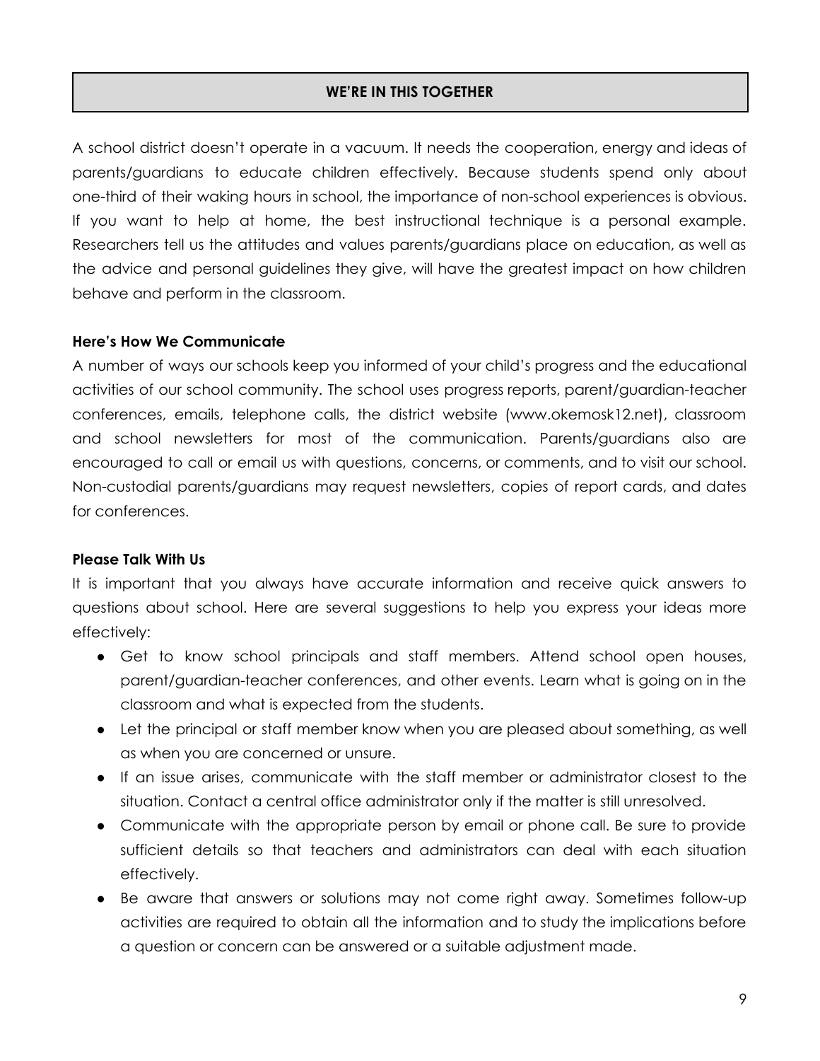## WE'RE IN THIS TOGETHER

A school district doesn't operate in a vacuum. It needs the cooperation, energy and ideas of parents/guardians to educate children effectively. Because students spend only about one-third of their waking hours in school, the importance of non-school experiences is obvious. If you want to help at home, the best instructional technique is a personal example. Researchers tell us the attitudes and values parents/guardians place on education, as well as the advice and personal guidelines they give, will have the greatest impact on how children behave and perform in the classroom.

**Here's How We Communicate**

A number of ways our schools keep you informed of your child's progress and the educational activities of our school community. The school uses progress reports, parent/guardian-teacher conferences, emails, telephone calls, the district website (www.okemosk12.net), classroom and school newsletters for most of the communication. Parents/guardians also are encouraged to call or email us with questions, concerns, or comments, and to visit our school. Non-custodial parents/guardians may request newsletters, copies of report cards, and dates for conferences.

**Please Talk With Us**

It is important that you always have accurate information and receive quick answers to questions about school. Here are several suggestions to help you express your ideas more effectively:

- Get to know school principals and staff members. Attend school open houses, parent/guardian-teacher conferences, and other events. Learn what is going on in the classroom and what is expected from the students.
- Let the principal or staff member know when you are pleased about something, as well as when you are concerned or unsure.
- If an issue arises, communicate with the staff member or administrator closest to the situation. Contact a central office administrator only if the matter is still unresolved.
- Communicate with the appropriate person by email or phone call. Be sure to provide sufficient details so that teachers and administrators can deal with each situation effectively.
- Be aware that answers or solutions may not come right away. Sometimes follow-up activities are required to obtain all the information and to study the implications before a question or concern can be answered or a suitable adjustment made.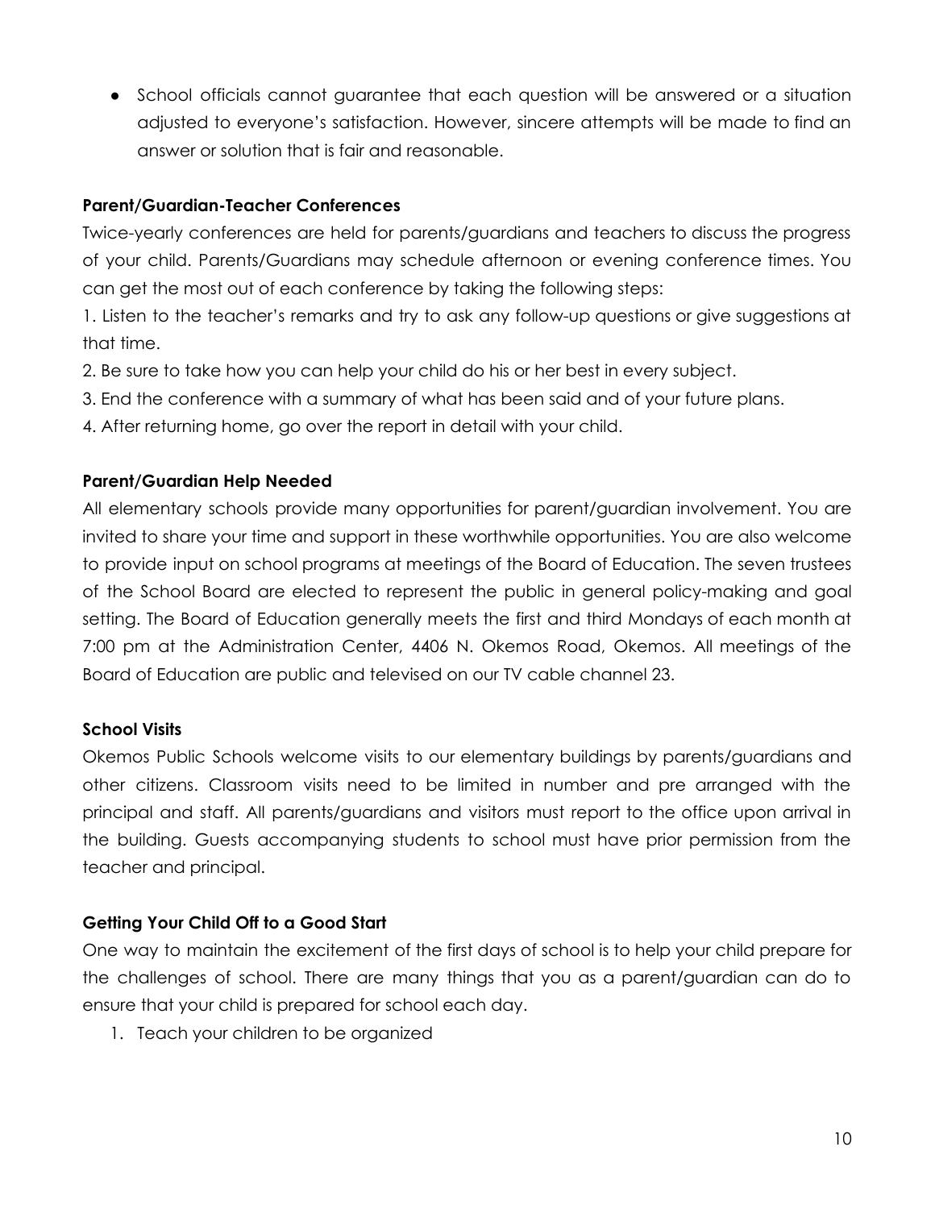- School officials cannot guarantee that each question will be answered or a situation adjusted to everyone's satisfaction. However, sincere attempts will be made to find an answer or solution that is fair and reasonable.

**Parent/Guardian-Teacher Conferences**

Twice-yearly conferences are held for parents/guardians and teachers to discuss the progress of your child. Parents/Guardians may schedule afternoon or evening conference times. You can get the most out of each conference by taking the following steps:

1. Listen to the teacher's remarks and try to ask any follow-up questions or give suggestions at that time.
2. Be sure to take how you can help your child do his or her best in every subject.
3. End the conference with a summary of what has been said and of your future plans.
4. After returning home, go over the report in detail with your child.

**Parent/Guardian Help Needed**

All elementary schools provide many opportunities for parent/guardian involvement. You are invited to share your time and support in these worthwhile opportunities. You are also welcome to provide input on school programs at meetings of the Board of Education. The seven trustees of the School Board are elected to represent the public in general policy-making and goal setting. The Board of Education generally meets the first and third Mondays of each month at 7:00 pm at the Administration Center, 4406 N. Okemos Road, Okemos. All meetings of the Board of Education are public and televised on our TV cable channel 23.

**School Visits**

Okemos Public Schools welcome visits to our elementary buildings by parents/guardians and other citizens. Classroom visits need to be limited in number and pre arranged with the principal and staff. All parents/guardians and visitors must report to the office upon arrival in the building. Guests accompanying students to school must have prior permission from the teacher and principal.

**Getting Your Child Off to a Good Start**

One way to maintain the excitement of the first days of school is to help your child prepare for the challenges of school. There are many things that you as a parent/guardian can do to ensure that your child is prepared for school each day.

1. Teach your children to be organized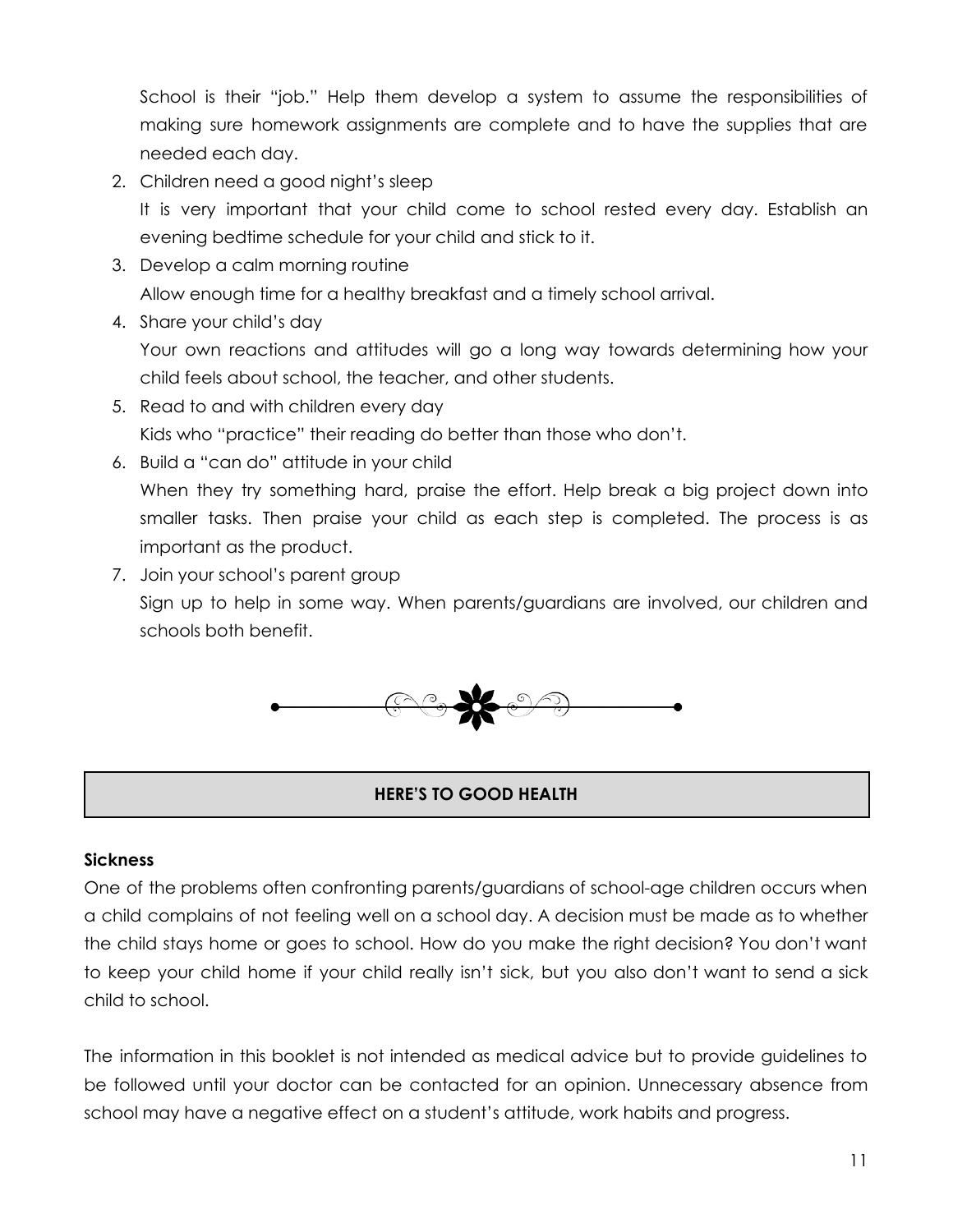School is their "job." Help them develop a system to assume the responsibilities of making sure homework assignments are complete and to have the supplies that are needed each day.

2. Children need a good night's sleep
   It is very important that your child come to school rested every day. Establish an evening bedtime schedule for your child and stick to it.
3. Develop a calm morning routine
   Allow enough time for a healthy breakfast and a timely school arrival.
4. Share your child's day
   Your own reactions and attitudes will go a long way towards determining how your child feels about school, the teacher, and other students.
5. Read to and with children every day
   Kids who "practice" their reading do better than those who don't.
6. Build a "can do" attitude in your child
   When they try something hard, praise the effort. Help break a big project down into smaller tasks. Then praise your child as each step is completed. The process is as important as the product.
7. Join your school's parent group
   Sign up to help in some way. When parents/guardians are involved, our children and schools both benefit.

## HERE'S TO GOOD HEALTH

**Sickness**

One of the problems often confronting parents/guardians of school-age children occurs when a child complains of not feeling well on a school day. A decision must be made as to whether the child stays home or goes to school. How do you make the right decision? You don't want to keep your child home if your child really isn't sick, but you also don't want to send a sick child to school.

The information in this booklet is not intended as medical advice but to provide guidelines to be followed until your doctor can be contacted for an opinion. Unnecessary absence from school may have a negative effect on a student's attitude, work habits and progress.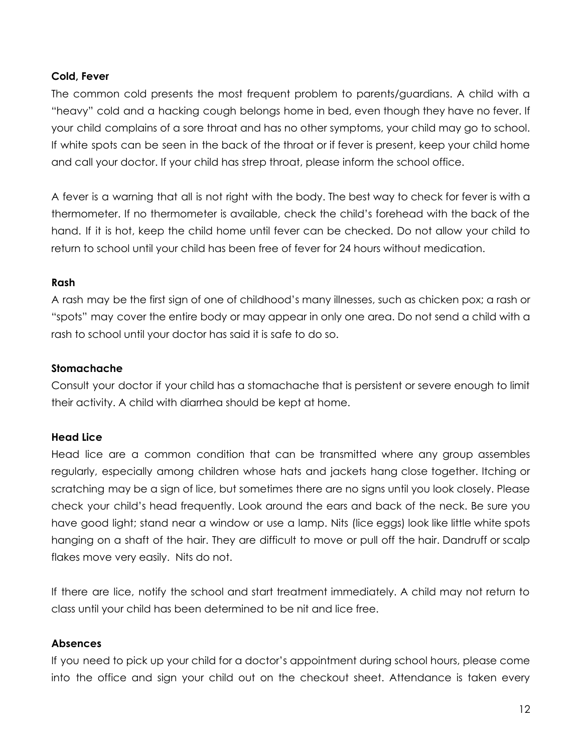**Cold, Fever**

The common cold presents the most frequent problem to parents/guardians. A child with a "heavy" cold and a hacking cough belongs home in bed, even though they have no fever. If your child complains of a sore throat and has no other symptoms, your child may go to school. If white spots can be seen in the back of the throat or if fever is present, keep your child home and call your doctor. If your child has strep throat, please inform the school office.

A fever is a warning that all is not right with the body. The best way to check for fever is with a thermometer. If no thermometer is available, check the child's forehead with the back of the hand. If it is hot, keep the child home until fever can be checked. Do not allow your child to return to school until your child has been free of fever for 24 hours without medication.

**Rash**

A rash may be the first sign of one of childhood's many illnesses, such as chicken pox; a rash or "spots" may cover the entire body or may appear in only one area. Do not send a child with a rash to school until your doctor has said it is safe to do so.

**Stomachache**

Consult your doctor if your child has a stomachache that is persistent or severe enough to limit their activity. A child with diarrhea should be kept at home.

**Head Lice**

Head lice are a common condition that can be transmitted where any group assembles regularly, especially among children whose hats and jackets hang close together. Itching or scratching may be a sign of lice, but sometimes there are no signs until you look closely. Please check your child's head frequently. Look around the ears and back of the neck. Be sure you have good light; stand near a window or use a lamp. Nits (lice eggs) look like little white spots hanging on a shaft of the hair. They are difficult to move or pull off the hair. Dandruff or scalp flakes move very easily. Nits do not.

If there are lice, notify the school and start treatment immediately. A child may not return to class until your child has been determined to be nit and lice free.

**Absences**

If you need to pick up your child for a doctor's appointment during school hours, please come into the office and sign your child out on the checkout sheet. Attendance is taken every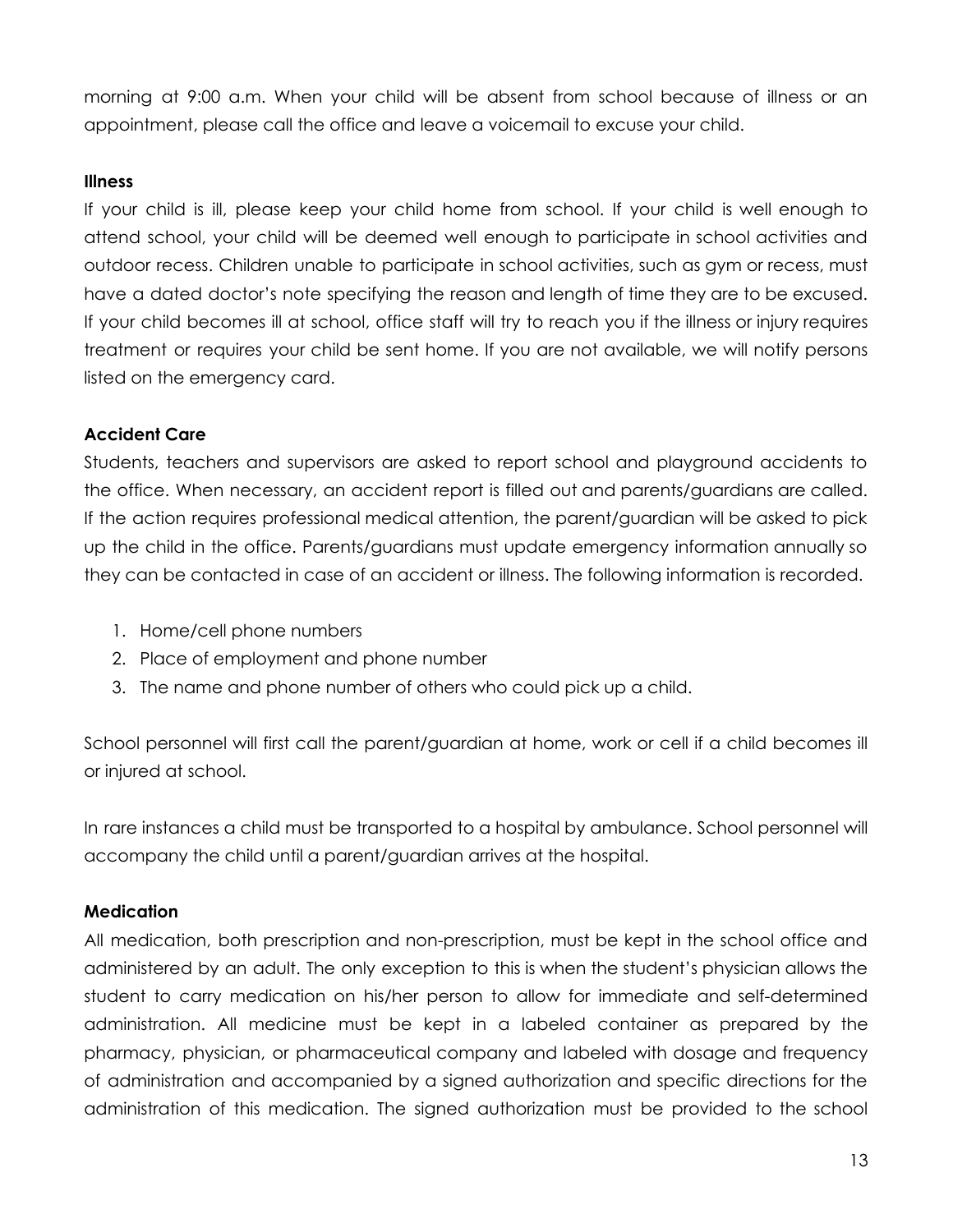morning at 9:00 a.m. When your child will be absent from school because of illness or an appointment, please call the office and leave a voicemail to excuse your child.

**Illness**

If your child is ill, please keep your child home from school. If your child is well enough to attend school, your child will be deemed well enough to participate in school activities and outdoor recess. Children unable to participate in school activities, such as gym or recess, must have a dated doctor's note specifying the reason and length of time they are to be excused. If your child becomes ill at school, office staff will try to reach you if the illness or injury requires treatment or requires your child be sent home. If you are not available, we will notify persons listed on the emergency card.

**Accident Care**

Students, teachers and supervisors are asked to report school and playground accidents to the office. When necessary, an accident report is filled out and parents/guardians are called. If the action requires professional medical attention, the parent/guardian will be asked to pick up the child in the office. Parents/guardians must update emergency information annually so they can be contacted in case of an accident or illness. The following information is recorded.

1. Home/cell phone numbers
2. Place of employment and phone number
3. The name and phone number of others who could pick up a child.

School personnel will first call the parent/guardian at home, work or cell if a child becomes ill or injured at school.

In rare instances a child must be transported to a hospital by ambulance. School personnel will accompany the child until a parent/guardian arrives at the hospital.

**Medication**

All medication, both prescription and non-prescription, must be kept in the school office and administered by an adult. The only exception to this is when the student's physician allows the student to carry medication on his/her person to allow for immediate and self-determined administration. All medicine must be kept in a labeled container as prepared by the pharmacy, physician, or pharmaceutical company and labeled with dosage and frequency of administration and accompanied by a signed authorization and specific directions for the administration of this medication. The signed authorization must be provided to the school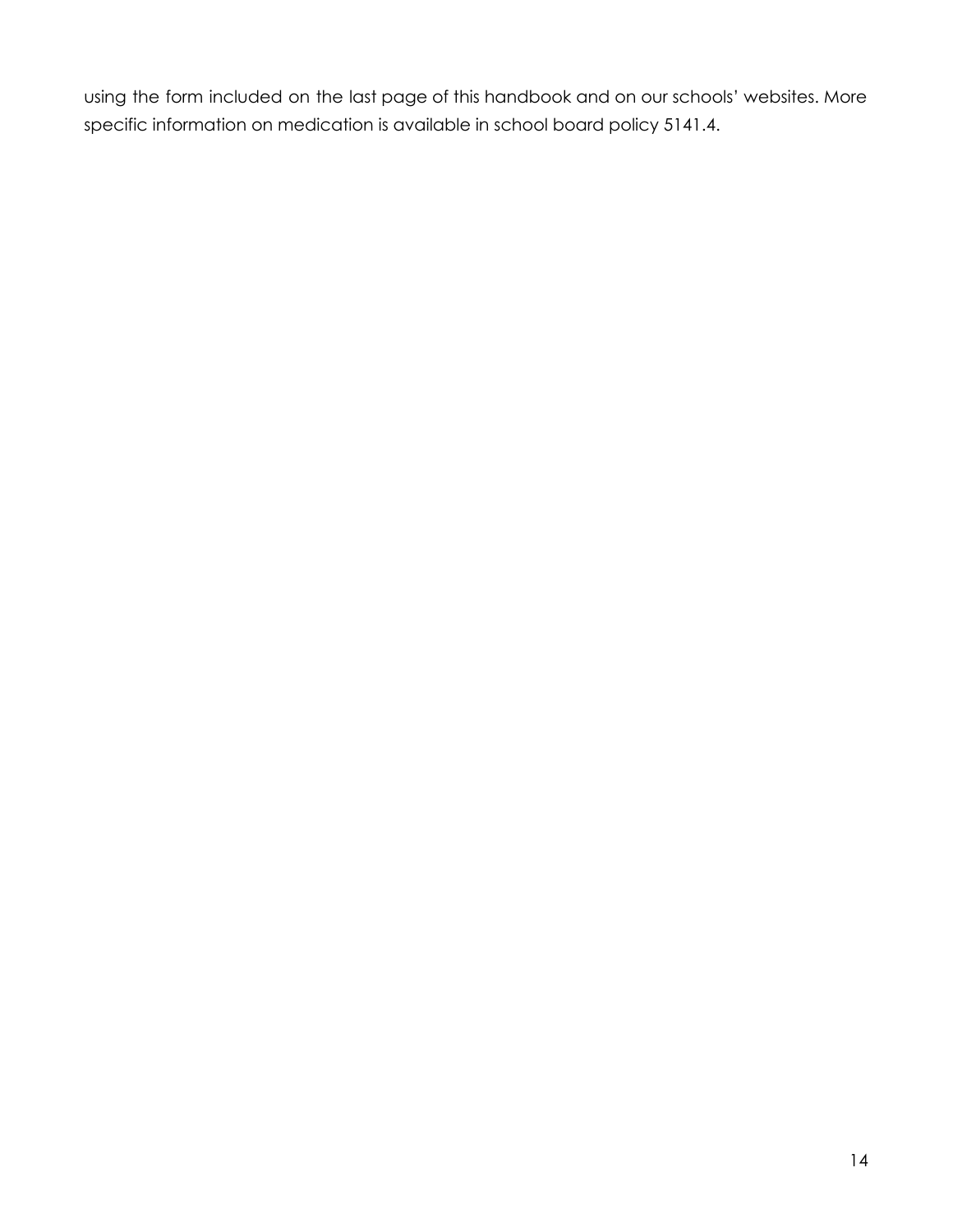using the form included on the last page of this handbook and on our schools' websites. More specific information on medication is available in school board policy 5141.4.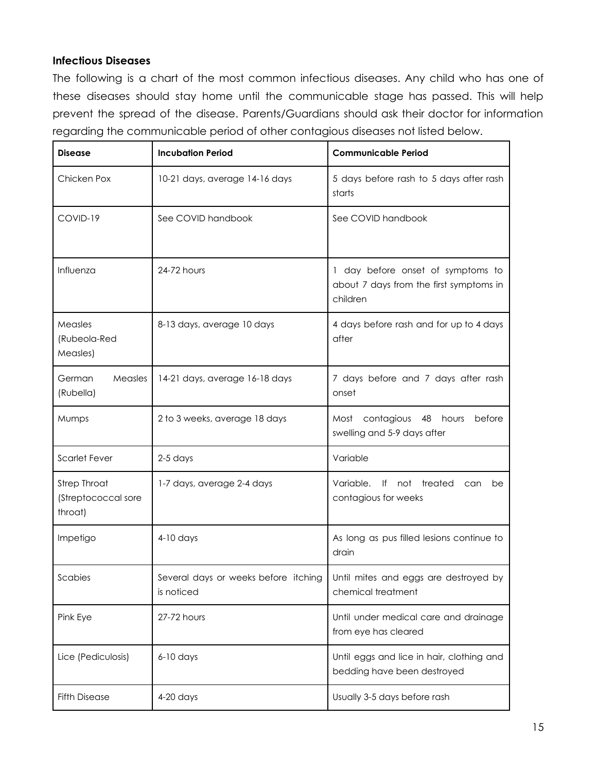### Infectious Diseases

The following is a chart of the most common infectious diseases. Any child who has one of these diseases should stay home until the communicable stage has passed. This will help prevent the spread of the disease. Parents/Guardians should ask their doctor for information regarding the communicable period of other contagious diseases not listed below.

| Disease | Incubation Period | Communicable Period |
|---|---|---|
| Chicken Pox | 10-21 days, average 14-16 days | 5 days before rash to 5 days after rash starts |
| COVID-19 | See COVID handbook | See COVID handbook |
| Influenza | 24-72 hours | 1 day before onset of symptoms to about 7 days from the first symptoms in children |
| Measles (Rubeola-Red Measles) | 8-13 days, average 10 days | 4 days before rash and for up to 4 days after |
| German Measles (Rubella) | 14-21 days, average 16-18 days | 7 days before and 7 days after rash onset |
| Mumps | 2 to 3 weeks, average 18 days | Most contagious 48 hours before swelling and 5-9 days after |
| Scarlet Fever | 2-5 days | Variable |
| Strep Throat (Streptococcal sore throat) | 1-7 days, average 2-4 days | Variable. If not treated can be contagious for weeks |
| Impetigo | 4-10 days | As long as pus filled lesions continue to drain |
| Scabies | Several days or weeks before itching is noticed | Until mites and eggs are destroyed by chemical treatment |
| Pink Eye | 27-72 hours | Until under medical care and drainage from eye has cleared |
| Lice (Pediculosis) | 6-10 days | Until eggs and lice in hair, clothing and bedding have been destroyed |
| Fifth Disease | 4-20 days | Usually 3-5 days before rash |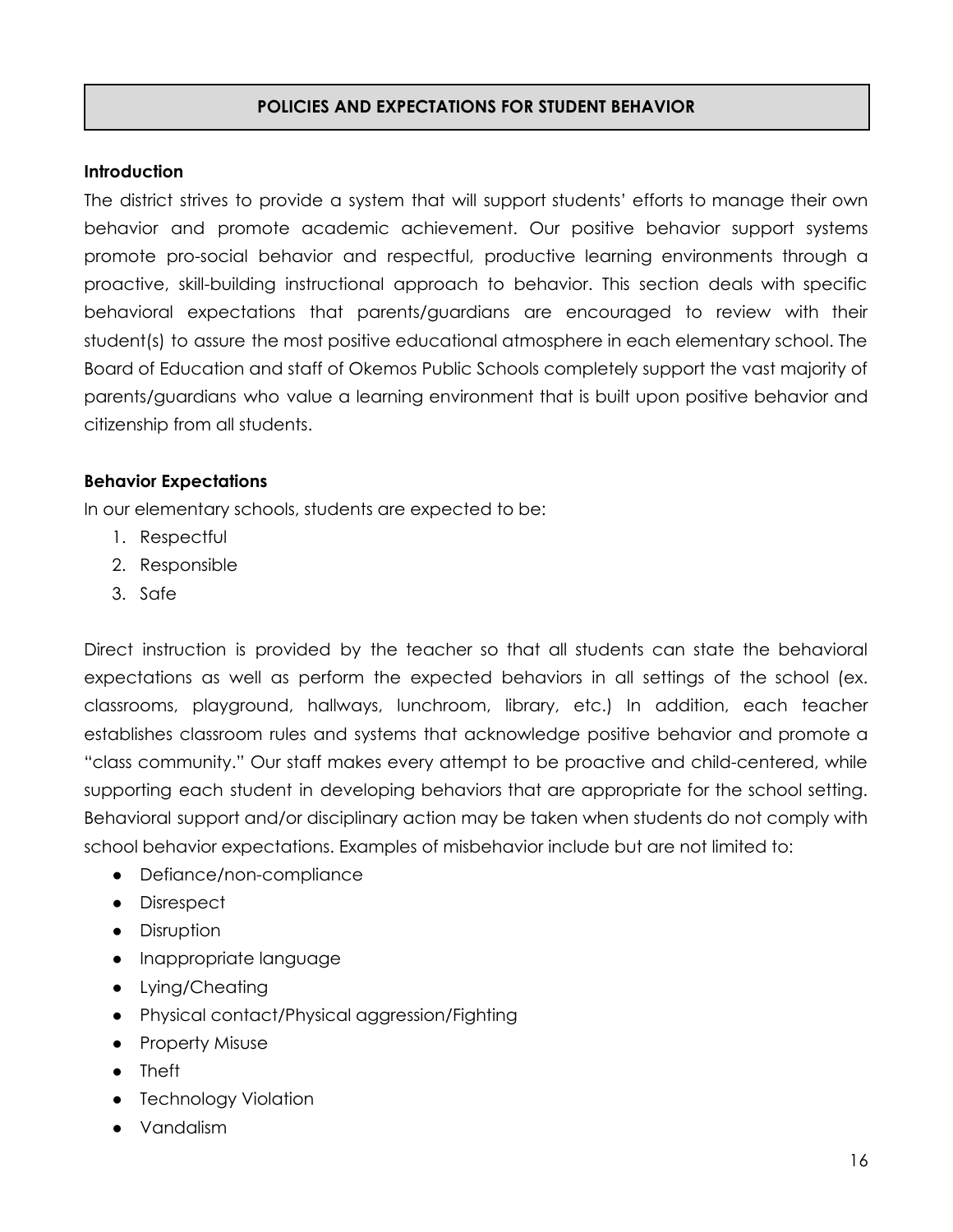## POLICIES AND EXPECTATIONS FOR STUDENT BEHAVIOR

### Introduction

The district strives to provide a system that will support students' efforts to manage their own behavior and promote academic achievement. Our positive behavior support systems promote pro-social behavior and respectful, productive learning environments through a proactive, skill-building instructional approach to behavior. This section deals with specific behavioral expectations that parents/guardians are encouraged to review with their student(s) to assure the most positive educational atmosphere in each elementary school. The Board of Education and staff of Okemos Public Schools completely support the vast majority of parents/guardians who value a learning environment that is built upon positive behavior and citizenship from all students.

### Behavior Expectations

In our elementary schools, students are expected to be:

1. Respectful
2. Responsible
3. Safe

Direct instruction is provided by the teacher so that all students can state the behavioral expectations as well as perform the expected behaviors in all settings of the school (ex. classrooms, playground, hallways, lunchroom, library, etc.) In addition, each teacher establishes classroom rules and systems that acknowledge positive behavior and promote a "class community." Our staff makes every attempt to be proactive and child-centered, while supporting each student in developing behaviors that are appropriate for the school setting. Behavioral support and/or disciplinary action may be taken when students do not comply with school behavior expectations. Examples of misbehavior include but are not limited to:

- Defiance/non-compliance
- Disrespect
- Disruption
- Inappropriate language
- Lying/Cheating
- Physical contact/Physical aggression/Fighting
- Property Misuse
- Theft
- Technology Violation
- Vandalism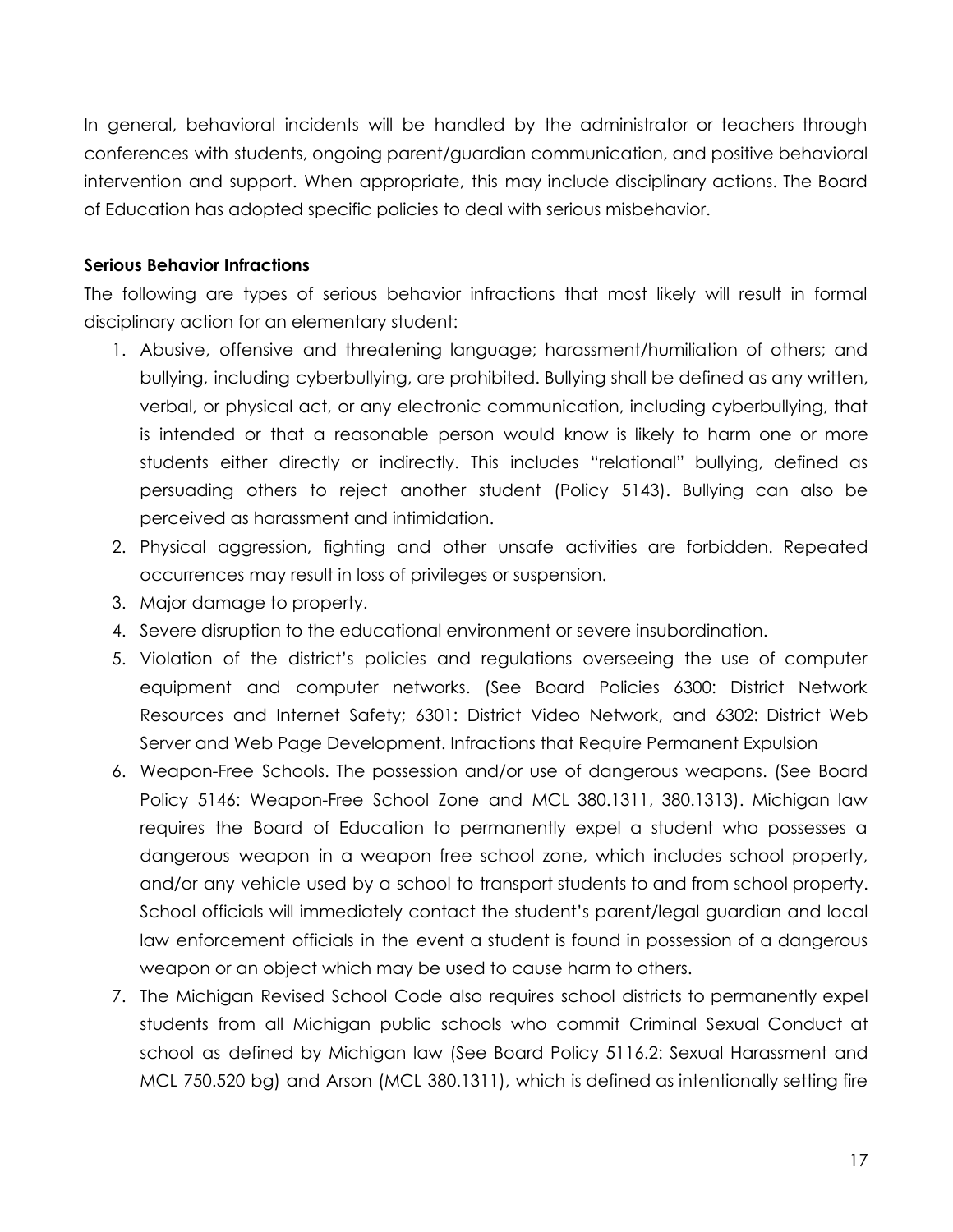In general, behavioral incidents will be handled by the administrator or teachers through conferences with students, ongoing parent/guardian communication, and positive behavioral intervention and support. When appropriate, this may include disciplinary actions. The Board of Education has adopted specific policies to deal with serious misbehavior.

**Serious Behavior Infractions**

The following are types of serious behavior infractions that most likely will result in formal disciplinary action for an elementary student:

1. Abusive, offensive and threatening language; harassment/humiliation of others; and bullying, including cyberbullying, are prohibited. Bullying shall be defined as any written, verbal, or physical act, or any electronic communication, including cyberbullying, that is intended or that a reasonable person would know is likely to harm one or more students either directly or indirectly. This includes "relational" bullying, defined as persuading others to reject another student (Policy 5143). Bullying can also be perceived as harassment and intimidation.
2. Physical aggression, fighting and other unsafe activities are forbidden. Repeated occurrences may result in loss of privileges or suspension.
3. Major damage to property.
4. Severe disruption to the educational environment or severe insubordination.
5. Violation of the district's policies and regulations overseeing the use of computer equipment and computer networks. (See Board Policies 6300: District Network Resources and Internet Safety; 6301: District Video Network, and 6302: District Web Server and Web Page Development. Infractions that Require Permanent Expulsion
6. Weapon-Free Schools. The possession and/or use of dangerous weapons. (See Board Policy 5146: Weapon-Free School Zone and MCL 380.1311, 380.1313). Michigan law requires the Board of Education to permanently expel a student who possesses a dangerous weapon in a weapon free school zone, which includes school property, and/or any vehicle used by a school to transport students to and from school property. School officials will immediately contact the student's parent/legal guardian and local law enforcement officials in the event a student is found in possession of a dangerous weapon or an object which may be used to cause harm to others.
7. The Michigan Revised School Code also requires school districts to permanently expel students from all Michigan public schools who commit Criminal Sexual Conduct at school as defined by Michigan law (See Board Policy 5116.2: Sexual Harassment and MCL 750.520 bg) and Arson (MCL 380.1311), which is defined as intentionally setting fire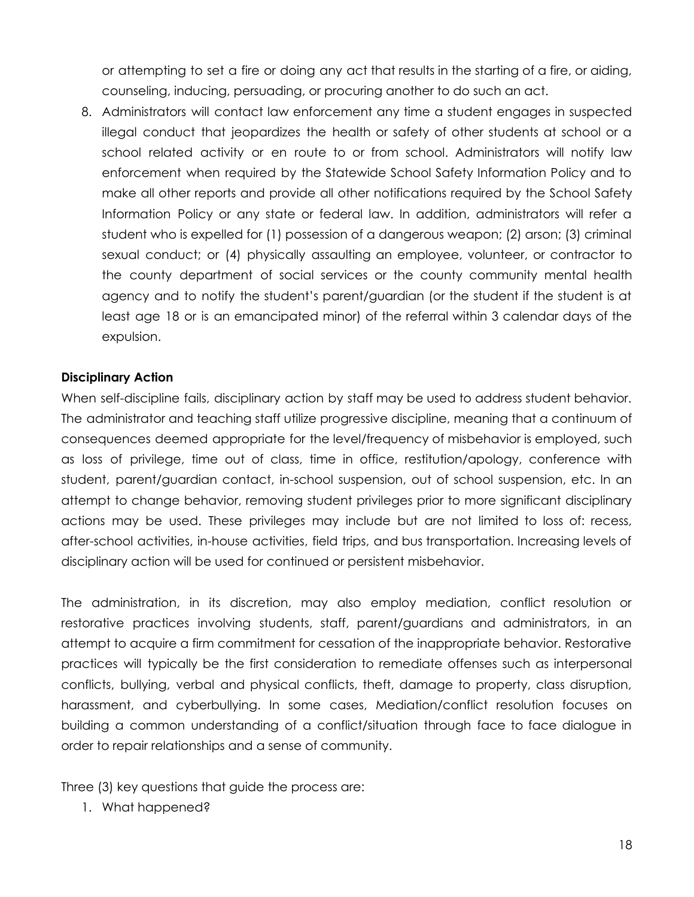or attempting to set a fire or doing any act that results in the starting of a fire, or aiding, counseling, inducing, persuading, or procuring another to do such an act.

8. Administrators will contact law enforcement any time a student engages in suspected illegal conduct that jeopardizes the health or safety of other students at school or a school related activity or en route to or from school. Administrators will notify law enforcement when required by the Statewide School Safety Information Policy and to make all other reports and provide all other notifications required by the School Safety Information Policy or any state or federal law. In addition, administrators will refer a student who is expelled for (1) possession of a dangerous weapon; (2) arson; (3) criminal sexual conduct; or (4) physically assaulting an employee, volunteer, or contractor to the county department of social services or the county community mental health agency and to notify the student's parent/guardian (or the student if the student is at least age 18 or is an emancipated minor) of the referral within 3 calendar days of the expulsion.

**Disciplinary Action**

When self-discipline fails, disciplinary action by staff may be used to address student behavior. The administrator and teaching staff utilize progressive discipline, meaning that a continuum of consequences deemed appropriate for the level/frequency of misbehavior is employed, such as loss of privilege, time out of class, time in office, restitution/apology, conference with student, parent/guardian contact, in-school suspension, out of school suspension, etc. In an attempt to change behavior, removing student privileges prior to more significant disciplinary actions may be used. These privileges may include but are not limited to loss of: recess, after-school activities, in-house activities, field trips, and bus transportation. Increasing levels of disciplinary action will be used for continued or persistent misbehavior.

The administration, in its discretion, may also employ mediation, conflict resolution or restorative practices involving students, staff, parent/guardians and administrators, in an attempt to acquire a firm commitment for cessation of the inappropriate behavior. Restorative practices will typically be the first consideration to remediate offenses such as interpersonal conflicts, bullying, verbal and physical conflicts, theft, damage to property, class disruption, harassment, and cyberbullying. In some cases, Mediation/conflict resolution focuses on building a common understanding of a conflict/situation through face to face dialogue in order to repair relationships and a sense of community.

Three (3) key questions that guide the process are:

1. What happened?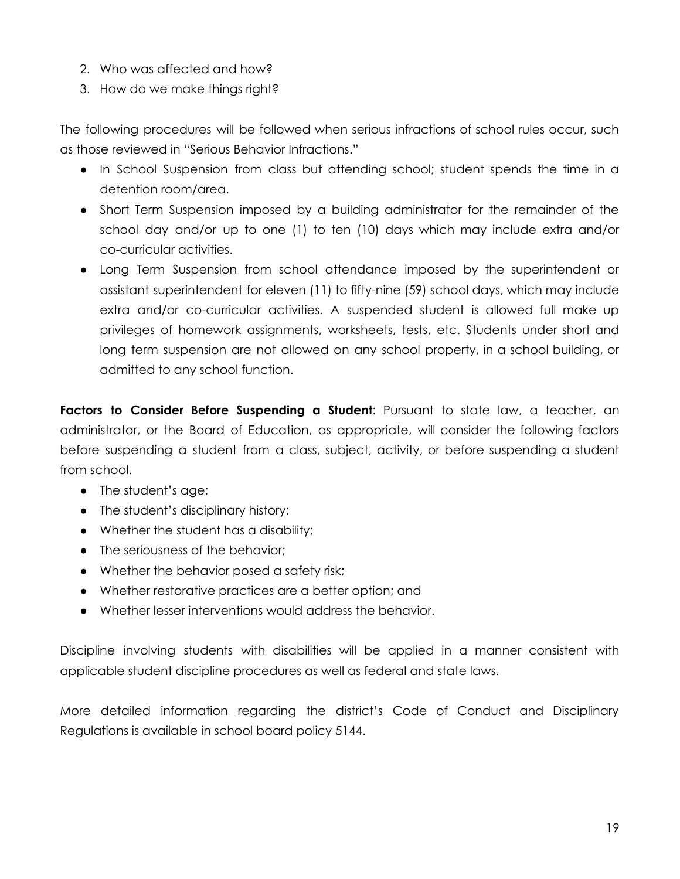2. Who was affected and how?
3. How do we make things right?

The following procedures will be followed when serious infractions of school rules occur, such as those reviewed in "Serious Behavior Infractions."

- In School Suspension from class but attending school; student spends the time in a detention room/area.
- Short Term Suspension imposed by a building administrator for the remainder of the school day and/or up to one (1) to ten (10) days which may include extra and/or co-curricular activities.
- Long Term Suspension from school attendance imposed by the superintendent or assistant superintendent for eleven (11) to fifty-nine (59) school days, which may include extra and/or co-curricular activities. A suspended student is allowed full make up privileges of homework assignments, worksheets, tests, etc. Students under short and long term suspension are not allowed on any school property, in a school building, or admitted to any school function.

**Factors to Consider Before Suspending a Student**: Pursuant to state law, a teacher, an administrator, or the Board of Education, as appropriate, will consider the following factors before suspending a student from a class, subject, activity, or before suspending a student from school.

- The student's age;
- The student's disciplinary history;
- Whether the student has a disability;
- The seriousness of the behavior;
- Whether the behavior posed a safety risk;
- Whether restorative practices are a better option; and
- Whether lesser interventions would address the behavior.

Discipline involving students with disabilities will be applied in a manner consistent with applicable student discipline procedures as well as federal and state laws.

More detailed information regarding the district's Code of Conduct and Disciplinary Regulations is available in school board policy 5144.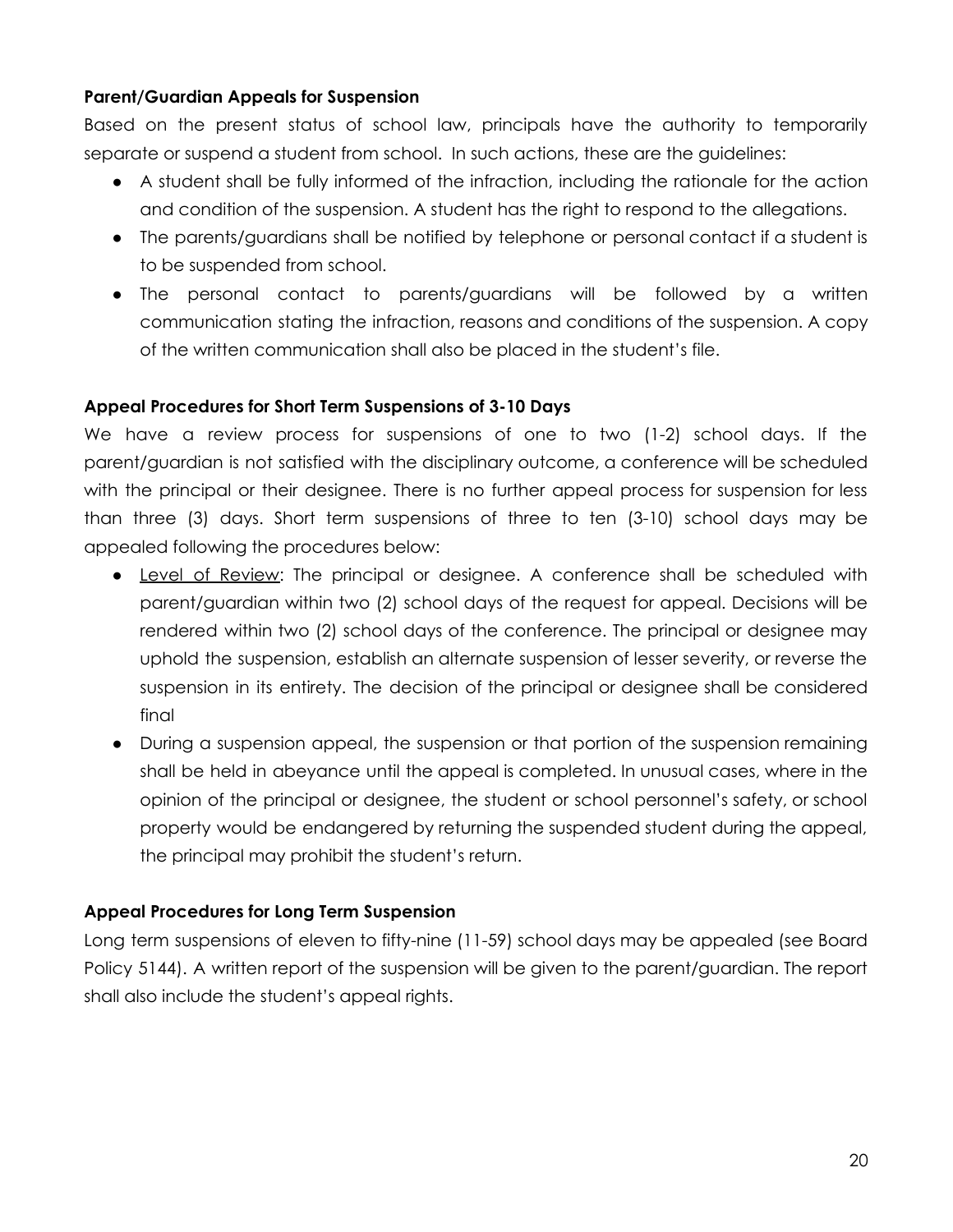**Parent/Guardian Appeals for Suspension**

Based on the present status of school law, principals have the authority to temporarily separate or suspend a student from school. In such actions, these are the guidelines:

- A student shall be fully informed of the infraction, including the rationale for the action and condition of the suspension. A student has the right to respond to the allegations.
- The parents/guardians shall be notified by telephone or personal contact if a student is to be suspended from school.
- The personal contact to parents/guardians will be followed by a written communication stating the infraction, reasons and conditions of the suspension. A copy of the written communication shall also be placed in the student's file.

**Appeal Procedures for Short Term Suspensions of 3-10 Days**

We have a review process for suspensions of one to two (1-2) school days. If the parent/guardian is not satisfied with the disciplinary outcome, a conference will be scheduled with the principal or their designee. There is no further appeal process for suspension for less than three (3) days. Short term suspensions of three to ten (3-10) school days may be appealed following the procedures below:

- <u>Level of Review</u>: The principal or designee. A conference shall be scheduled with parent/guardian within two (2) school days of the request for appeal. Decisions will be rendered within two (2) school days of the conference. The principal or designee may uphold the suspension, establish an alternate suspension of lesser severity, or reverse the suspension in its entirety. The decision of the principal or designee shall be considered final
- During a suspension appeal, the suspension or that portion of the suspension remaining shall be held in abeyance until the appeal is completed. In unusual cases, where in the opinion of the principal or designee, the student or school personnel's safety, or school property would be endangered by returning the suspended student during the appeal, the principal may prohibit the student's return.

**Appeal Procedures for Long Term Suspension**

Long term suspensions of eleven to fifty-nine (11-59) school days may be appealed (see Board Policy 5144). A written report of the suspension will be given to the parent/guardian. The report shall also include the student's appeal rights.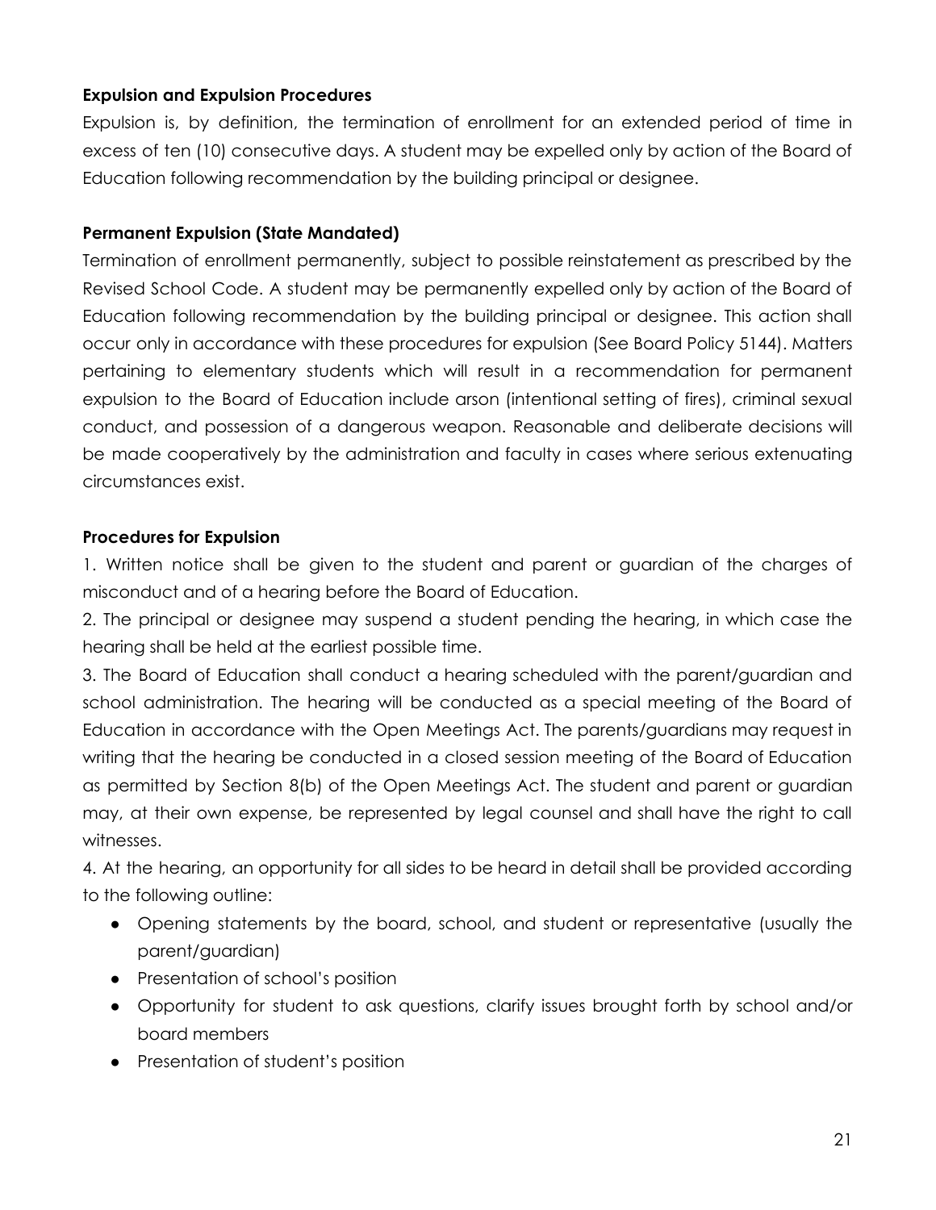**Expulsion and Expulsion Procedures**

Expulsion is, by definition, the termination of enrollment for an extended period of time in excess of ten (10) consecutive days. A student may be expelled only by action of the Board of Education following recommendation by the building principal or designee.

**Permanent Expulsion (State Mandated)**

Termination of enrollment permanently, subject to possible reinstatement as prescribed by the Revised School Code. A student may be permanently expelled only by action of the Board of Education following recommendation by the building principal or designee. This action shall occur only in accordance with these procedures for expulsion (See Board Policy 5144). Matters pertaining to elementary students which will result in a recommendation for permanent expulsion to the Board of Education include arson (intentional setting of fires), criminal sexual conduct, and possession of a dangerous weapon. Reasonable and deliberate decisions will be made cooperatively by the administration and faculty in cases where serious extenuating circumstances exist.

**Procedures for Expulsion**

1. Written notice shall be given to the student and parent or guardian of the charges of misconduct and of a hearing before the Board of Education.
2. The principal or designee may suspend a student pending the hearing, in which case the hearing shall be held at the earliest possible time.
3. The Board of Education shall conduct a hearing scheduled with the parent/guardian and school administration. The hearing will be conducted as a special meeting of the Board of Education in accordance with the Open Meetings Act. The parents/guardians may request in writing that the hearing be conducted in a closed session meeting of the Board of Education as permitted by Section 8(b) of the Open Meetings Act. The student and parent or guardian may, at their own expense, be represented by legal counsel and shall have the right to call witnesses.
4. At the hearing, an opportunity for all sides to be heard in detail shall be provided according to the following outline:
   - Opening statements by the board, school, and student or representative (usually the parent/guardian)
   - Presentation of school's position
   - Opportunity for student to ask questions, clarify issues brought forth by school and/or board members
   - Presentation of student's position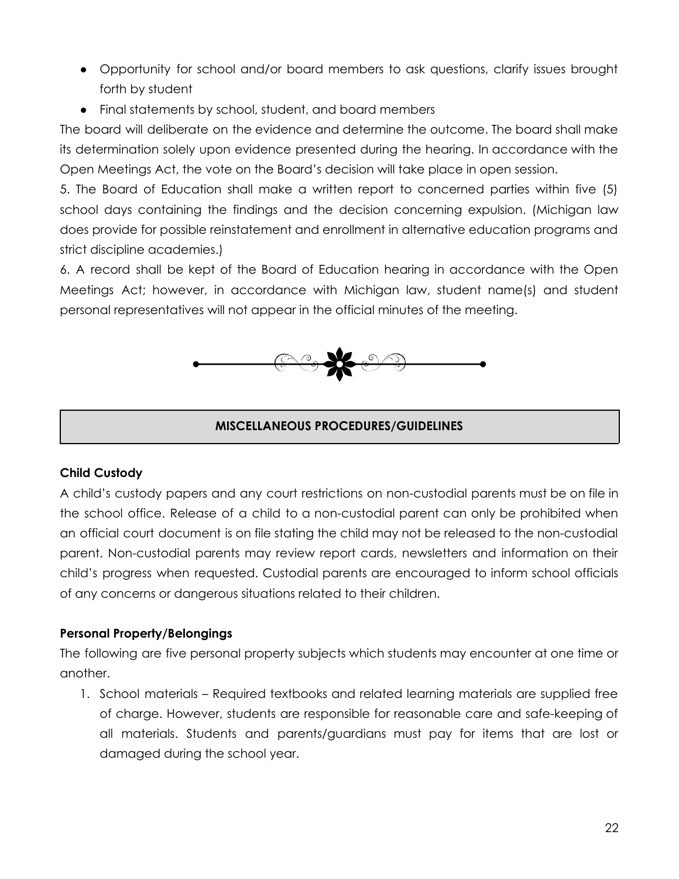- Opportunity for school and/or board members to ask questions, clarify issues brought forth by student
- Final statements by school, student, and board members

The board will deliberate on the evidence and determine the outcome. The board shall make its determination solely upon evidence presented during the hearing. In accordance with the Open Meetings Act, the vote on the Board's decision will take place in open session.

5. The Board of Education shall make a written report to concerned parties within five (5) school days containing the findings and the decision concerning expulsion. (Michigan law does provide for possible reinstatement and enrollment in alternative education programs and strict discipline academies.)

6. A record shall be kept of the Board of Education hearing in accordance with the Open Meetings Act; however, in accordance with Michigan law, student name(s) and student personal representatives will not appear in the official minutes of the meeting.

## MISCELLANEOUS PROCEDURES/GUIDELINES

### Child Custody

A child's custody papers and any court restrictions on non-custodial parents must be on file in the school office. Release of a child to a non-custodial parent can only be prohibited when an official court document is on file stating the child may not be released to the non-custodial parent. Non-custodial parents may review report cards, newsletters and information on their child's progress when requested. Custodial parents are encouraged to inform school officials of any concerns or dangerous situations related to their children.

### Personal Property/Belongings

The following are five personal property subjects which students may encounter at one time or another.

1. School materials – Required textbooks and related learning materials are supplied free of charge. However, students are responsible for reasonable care and safe-keeping of all materials. Students and parents/guardians must pay for items that are lost or damaged during the school year.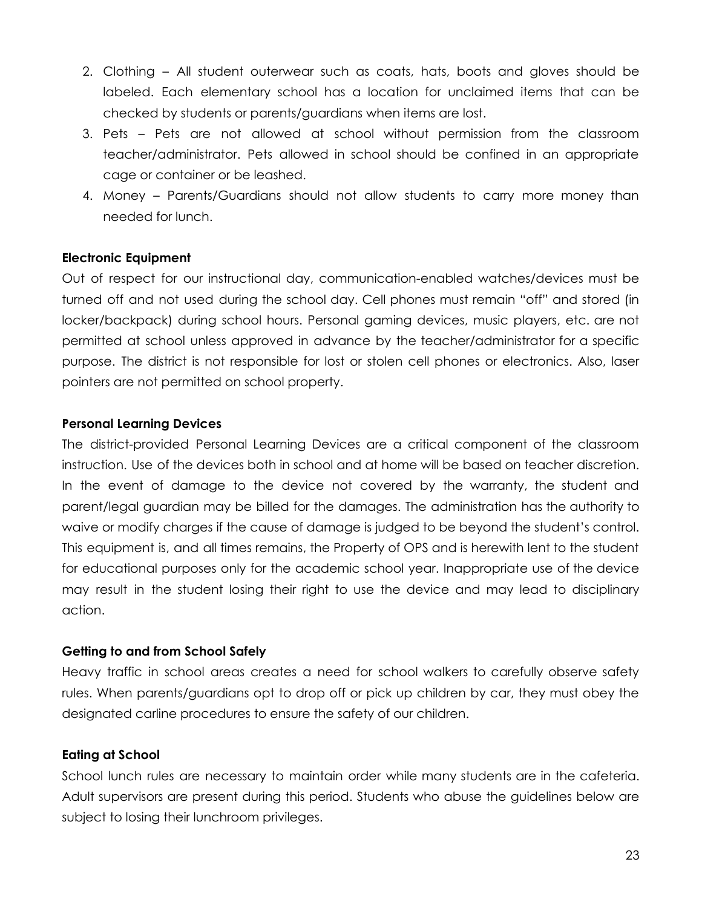2. Clothing – All student outerwear such as coats, hats, boots and gloves should be labeled. Each elementary school has a location for unclaimed items that can be checked by students or parents/guardians when items are lost.
3. Pets – Pets are not allowed at school without permission from the classroom teacher/administrator. Pets allowed in school should be confined in an appropriate cage or container or be leashed.
4. Money – Parents/Guardians should not allow students to carry more money than needed for lunch.

**Electronic Equipment**

Out of respect for our instructional day, communication-enabled watches/devices must be turned off and not used during the school day. Cell phones must remain "off" and stored (in locker/backpack) during school hours. Personal gaming devices, music players, etc. are not permitted at school unless approved in advance by the teacher/administrator for a specific purpose. The district is not responsible for lost or stolen cell phones or electronics. Also, laser pointers are not permitted on school property.

**Personal Learning Devices**

The district-provided Personal Learning Devices are a critical component of the classroom instruction. Use of the devices both in school and at home will be based on teacher discretion. In the event of damage to the device not covered by the warranty, the student and parent/legal guardian may be billed for the damages. The administration has the authority to waive or modify charges if the cause of damage is judged to be beyond the student's control. This equipment is, and all times remains, the Property of OPS and is herewith lent to the student for educational purposes only for the academic school year. Inappropriate use of the device may result in the student losing their right to use the device and may lead to disciplinary action.

**Getting to and from School Safely**

Heavy traffic in school areas creates a need for school walkers to carefully observe safety rules. When parents/guardians opt to drop off or pick up children by car, they must obey the designated carline procedures to ensure the safety of our children.

**Eating at School**

School lunch rules are necessary to maintain order while many students are in the cafeteria. Adult supervisors are present during this period. Students who abuse the guidelines below are subject to losing their lunchroom privileges.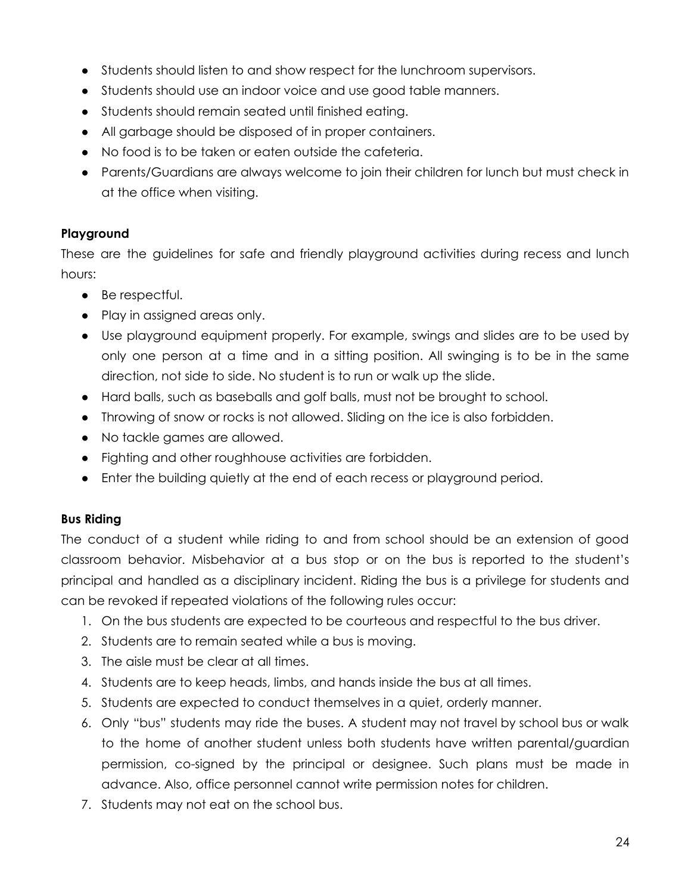- Students should listen to and show respect for the lunchroom supervisors.
- Students should use an indoor voice and use good table manners.
- Students should remain seated until finished eating.
- All garbage should be disposed of in proper containers.
- No food is to be taken or eaten outside the cafeteria.
- Parents/Guardians are always welcome to join their children for lunch but must check in at the office when visiting.

**Playground**

These are the guidelines for safe and friendly playground activities during recess and lunch hours:

- Be respectful.
- Play in assigned areas only.
- Use playground equipment properly. For example, swings and slides are to be used by only one person at a time and in a sitting position. All swinging is to be in the same direction, not side to side. No student is to run or walk up the slide.
- Hard balls, such as baseballs and golf balls, must not be brought to school.
- Throwing of snow or rocks is not allowed. Sliding on the ice is also forbidden.
- No tackle games are allowed.
- Fighting and other roughhouse activities are forbidden.
- Enter the building quietly at the end of each recess or playground period.

**Bus Riding**

The conduct of a student while riding to and from school should be an extension of good classroom behavior. Misbehavior at a bus stop or on the bus is reported to the student's principal and handled as a disciplinary incident. Riding the bus is a privilege for students and can be revoked if repeated violations of the following rules occur:

1. On the bus students are expected to be courteous and respectful to the bus driver.
2. Students are to remain seated while a bus is moving.
3. The aisle must be clear at all times.
4. Students are to keep heads, limbs, and hands inside the bus at all times.
5. Students are expected to conduct themselves in a quiet, orderly manner.
6. Only "bus" students may ride the buses. A student may not travel by school bus or walk to the home of another student unless both students have written parental/guardian permission, co-signed by the principal or designee. Such plans must be made in advance. Also, office personnel cannot write permission notes for children.
7. Students may not eat on the school bus.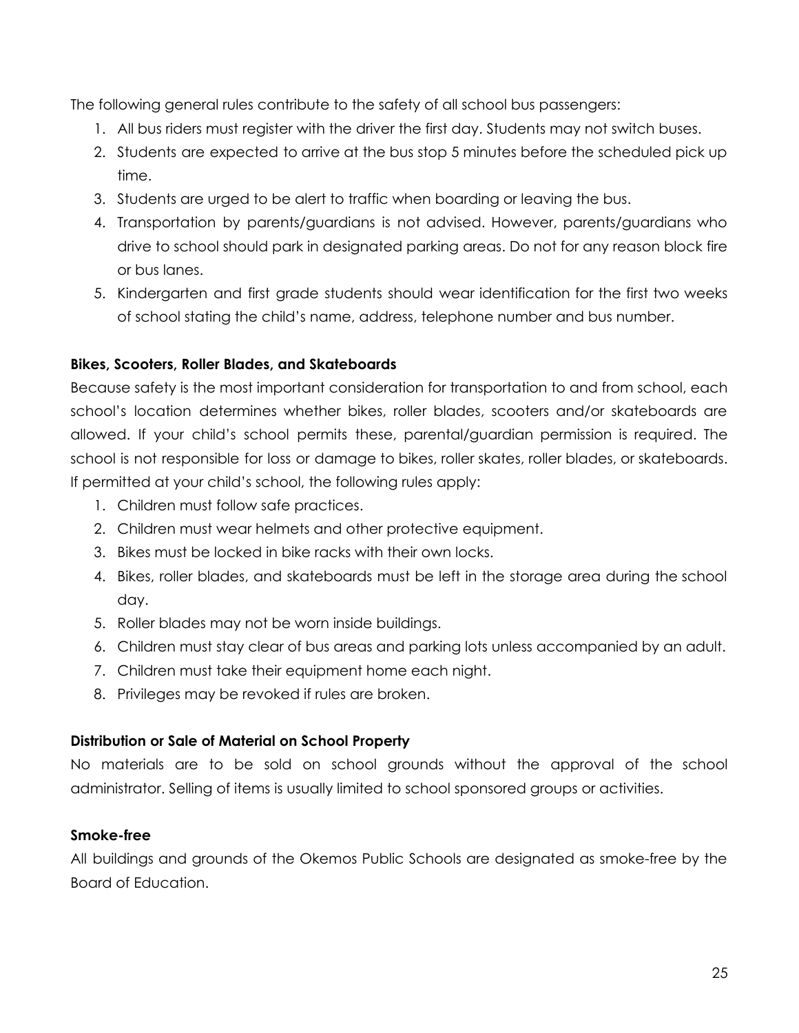The following general rules contribute to the safety of all school bus passengers:

1. All bus riders must register with the driver the first day. Students may not switch buses.
2. Students are expected to arrive at the bus stop 5 minutes before the scheduled pick up time.
3. Students are urged to be alert to traffic when boarding or leaving the bus.
4. Transportation by parents/guardians is not advised. However, parents/guardians who drive to school should park in designated parking areas. Do not for any reason block fire or bus lanes.
5. Kindergarten and first grade students should wear identification for the first two weeks of school stating the child's name, address, telephone number and bus number.

**Bikes, Scooters, Roller Blades, and Skateboards**

Because safety is the most important consideration for transportation to and from school, each school's location determines whether bikes, roller blades, scooters and/or skateboards are allowed. If your child's school permits these, parental/guardian permission is required. The school is not responsible for loss or damage to bikes, roller skates, roller blades, or skateboards. If permitted at your child's school, the following rules apply:

1. Children must follow safe practices.
2. Children must wear helmets and other protective equipment.
3. Bikes must be locked in bike racks with their own locks.
4. Bikes, roller blades, and skateboards must be left in the storage area during the school day.
5. Roller blades may not be worn inside buildings.
6. Children must stay clear of bus areas and parking lots unless accompanied by an adult.
7. Children must take their equipment home each night.
8. Privileges may be revoked if rules are broken.

**Distribution or Sale of Material on School Property**

No materials are to be sold on school grounds without the approval of the school administrator. Selling of items is usually limited to school sponsored groups or activities.

**Smoke-free**

All buildings and grounds of the Okemos Public Schools are designated as smoke-free by the Board of Education.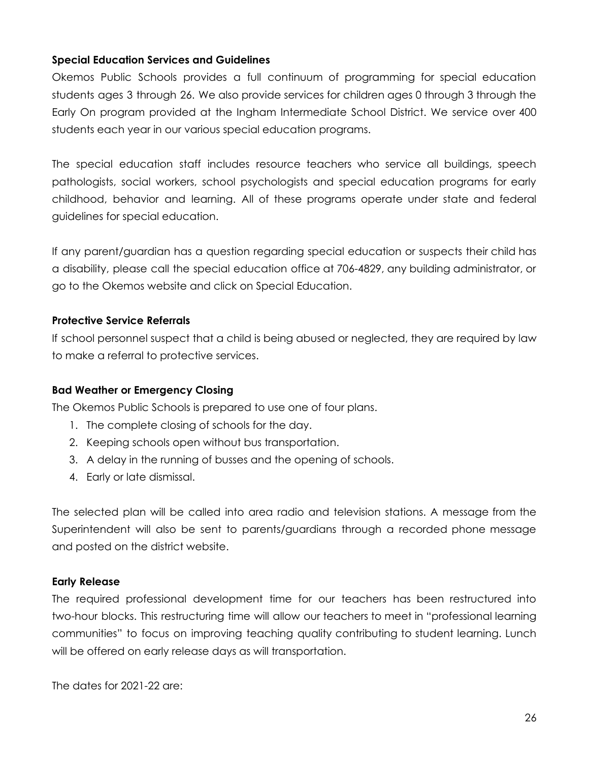**Special Education Services and Guidelines**

Okemos Public Schools provides a full continuum of programming for special education students ages 3 through 26. We also provide services for children ages 0 through 3 through the Early On program provided at the Ingham Intermediate School District. We service over 400 students each year in our various special education programs.

The special education staff includes resource teachers who service all buildings, speech pathologists, social workers, school psychologists and special education programs for early childhood, behavior and learning. All of these programs operate under state and federal guidelines for special education.

If any parent/guardian has a question regarding special education or suspects their child has a disability, please call the special education office at 706-4829, any building administrator, or go to the Okemos website and click on Special Education.

**Protective Service Referrals**

If school personnel suspect that a child is being abused or neglected, they are required by law to make a referral to protective services.

**Bad Weather or Emergency Closing**

The Okemos Public Schools is prepared to use one of four plans.

1. The complete closing of schools for the day.
2. Keeping schools open without bus transportation.
3. A delay in the running of busses and the opening of schools.
4. Early or late dismissal.

The selected plan will be called into area radio and television stations. A message from the Superintendent will also be sent to parents/guardians through a recorded phone message and posted on the district website.

**Early Release**

The required professional development time for our teachers has been restructured into two-hour blocks. This restructuring time will allow our teachers to meet in "professional learning communities" to focus on improving teaching quality contributing to student learning. Lunch will be offered on early release days as will transportation.

The dates for 2021-22 are: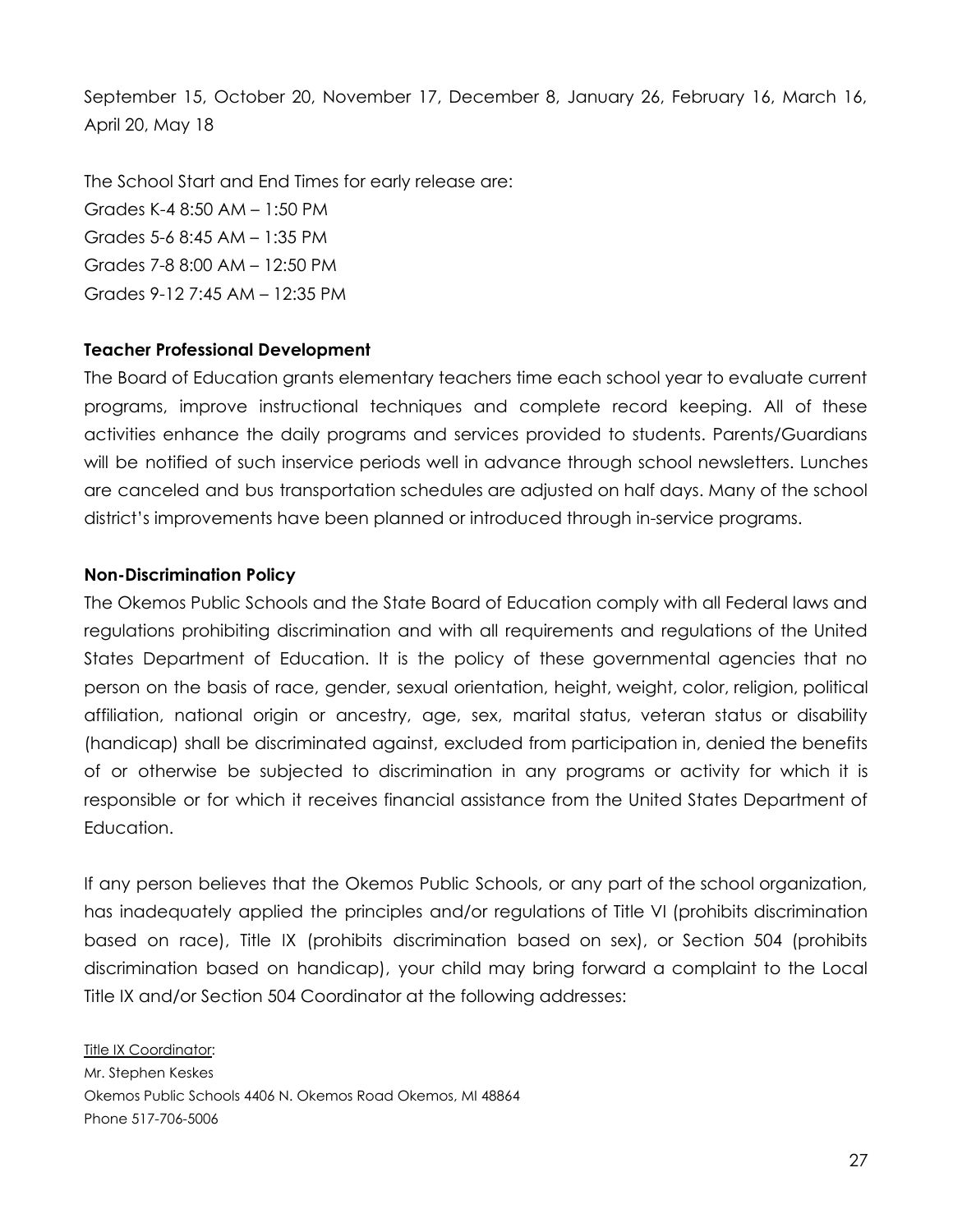September 15, October 20, November 17, December 8, January 26, February 16, March 16, April 20, May 18

The School Start and End Times for early release are:
Grades K-4 8:50 AM – 1:50 PM
Grades 5-6 8:45 AM – 1:35 PM
Grades 7-8 8:00 AM – 12:50 PM
Grades 9-12 7:45 AM – 12:35 PM

**Teacher Professional Development**

The Board of Education grants elementary teachers time each school year to evaluate current programs, improve instructional techniques and complete record keeping. All of these activities enhance the daily programs and services provided to students. Parents/Guardians will be notified of such inservice periods well in advance through school newsletters. Lunches are canceled and bus transportation schedules are adjusted on half days. Many of the school district's improvements have been planned or introduced through in-service programs.

**Non-Discrimination Policy**

The Okemos Public Schools and the State Board of Education comply with all Federal laws and regulations prohibiting discrimination and with all requirements and regulations of the United States Department of Education. It is the policy of these governmental agencies that no person on the basis of race, gender, sexual orientation, height, weight, color, religion, political affiliation, national origin or ancestry, age, sex, marital status, veteran status or disability (handicap) shall be discriminated against, excluded from participation in, denied the benefits of or otherwise be subjected to discrimination in any programs or activity for which it is responsible or for which it receives financial assistance from the United States Department of Education.

If any person believes that the Okemos Public Schools, or any part of the school organization, has inadequately applied the principles and/or regulations of Title VI (prohibits discrimination based on race), Title IX (prohibits discrimination based on sex), or Section 504 (prohibits discrimination based on handicap), your child may bring forward a complaint to the Local Title IX and/or Section 504 Coordinator at the following addresses:

Title IX Coordinator:
Mr. Stephen Keskes
Okemos Public Schools 4406 N. Okemos Road Okemos, MI 48864
Phone 517-706-5006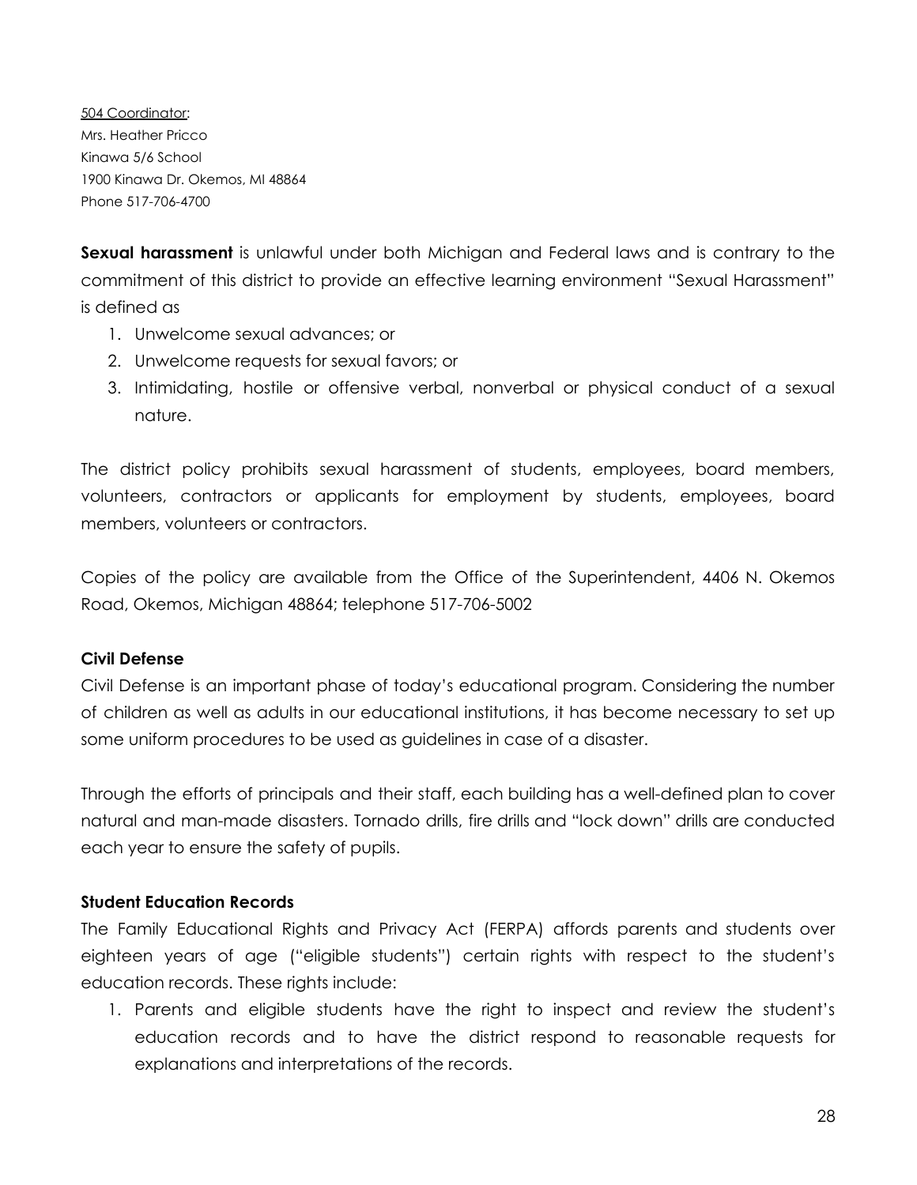504 Coordinator:
Mrs. Heather Pricco
Kinawa 5/6 School
1900 Kinawa Dr. Okemos, MI 48864
Phone 517-706-4700

**Sexual harassment** is unlawful under both Michigan and Federal laws and is contrary to the commitment of this district to provide an effective learning environment "Sexual Harassment" is defined as

1. Unwelcome sexual advances; or
2. Unwelcome requests for sexual favors; or
3. Intimidating, hostile or offensive verbal, nonverbal or physical conduct of a sexual nature.

The district policy prohibits sexual harassment of students, employees, board members, volunteers, contractors or applicants for employment by students, employees, board members, volunteers or contractors.

Copies of the policy are available from the Office of the Superintendent, 4406 N. Okemos Road, Okemos, Michigan 48864; telephone 517-706-5002

**Civil Defense**

Civil Defense is an important phase of today's educational program. Considering the number of children as well as adults in our educational institutions, it has become necessary to set up some uniform procedures to be used as guidelines in case of a disaster.

Through the efforts of principals and their staff, each building has a well-defined plan to cover natural and man-made disasters. Tornado drills, fire drills and "lock down" drills are conducted each year to ensure the safety of pupils.

**Student Education Records**

The Family Educational Rights and Privacy Act (FERPA) affords parents and students over eighteen years of age ("eligible students") certain rights with respect to the student's education records. These rights include:

1. Parents and eligible students have the right to inspect and review the student's education records and to have the district respond to reasonable requests for explanations and interpretations of the records.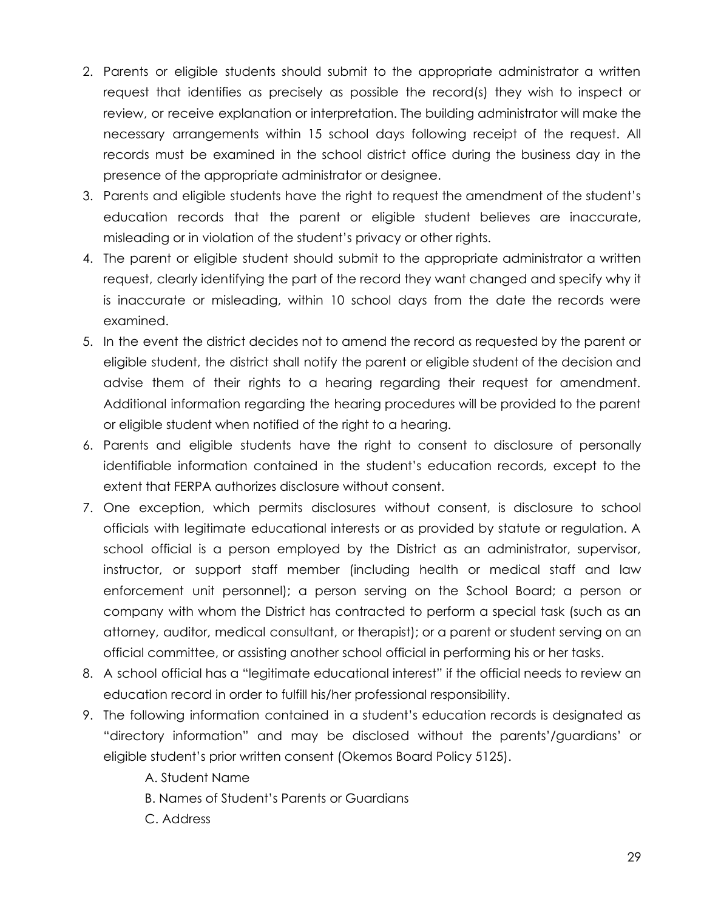2. Parents or eligible students should submit to the appropriate administrator a written request that identifies as precisely as possible the record(s) they wish to inspect or review, or receive explanation or interpretation. The building administrator will make the necessary arrangements within 15 school days following receipt of the request. All records must be examined in the school district office during the business day in the presence of the appropriate administrator or designee.
3. Parents and eligible students have the right to request the amendment of the student's education records that the parent or eligible student believes are inaccurate, misleading or in violation of the student's privacy or other rights.
4. The parent or eligible student should submit to the appropriate administrator a written request, clearly identifying the part of the record they want changed and specify why it is inaccurate or misleading, within 10 school days from the date the records were examined.
5. In the event the district decides not to amend the record as requested by the parent or eligible student, the district shall notify the parent or eligible student of the decision and advise them of their rights to a hearing regarding their request for amendment. Additional information regarding the hearing procedures will be provided to the parent or eligible student when notified of the right to a hearing.
6. Parents and eligible students have the right to consent to disclosure of personally identifiable information contained in the student's education records, except to the extent that FERPA authorizes disclosure without consent.
7. One exception, which permits disclosures without consent, is disclosure to school officials with legitimate educational interests or as provided by statute or regulation. A school official is a person employed by the District as an administrator, supervisor, instructor, or support staff member (including health or medical staff and law enforcement unit personnel); a person serving on the School Board; a person or company with whom the District has contracted to perform a special task (such as an attorney, auditor, medical consultant, or therapist); or a parent or student serving on an official committee, or assisting another school official in performing his or her tasks.
8. A school official has a "legitimate educational interest" if the official needs to review an education record in order to fulfill his/her professional responsibility.
9. The following information contained in a student's education records is designated as "directory information" and may be disclosed without the parents'/guardians' or eligible student's prior written consent (Okemos Board Policy 5125).

   A. Student Name

   B. Names of Student's Parents or Guardians

   C. Address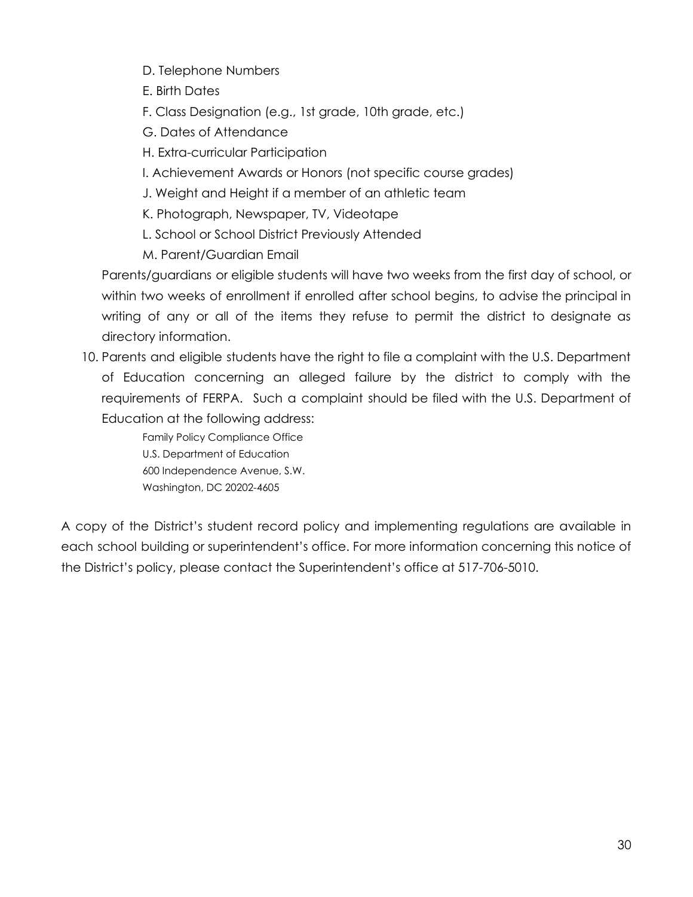D. Telephone Numbers

E. Birth Dates

F. Class Designation (e.g., 1st grade, 10th grade, etc.)

G. Dates of Attendance

H. Extra-curricular Participation

I. Achievement Awards or Honors (not specific course grades)

J. Weight and Height if a member of an athletic team

K. Photograph, Newspaper, TV, Videotape

L. School or School District Previously Attended

M. Parent/Guardian Email

Parents/guardians or eligible students will have two weeks from the first day of school, or within two weeks of enrollment if enrolled after school begins, to advise the principal in writing of any or all of the items they refuse to permit the district to designate as directory information.

10. Parents and eligible students have the right to file a complaint with the U.S. Department of Education concerning an alleged failure by the district to comply with the requirements of FERPA. Such a complaint should be filed with the U.S. Department of Education at the following address:

    Family Policy Compliance Office
    U.S. Department of Education
    600 Independence Avenue, S.W.
    Washington, DC 20202-4605

A copy of the District's student record policy and implementing regulations are available in each school building or superintendent's office. For more information concerning this notice of the District's policy, please contact the Superintendent's office at 517-706-5010.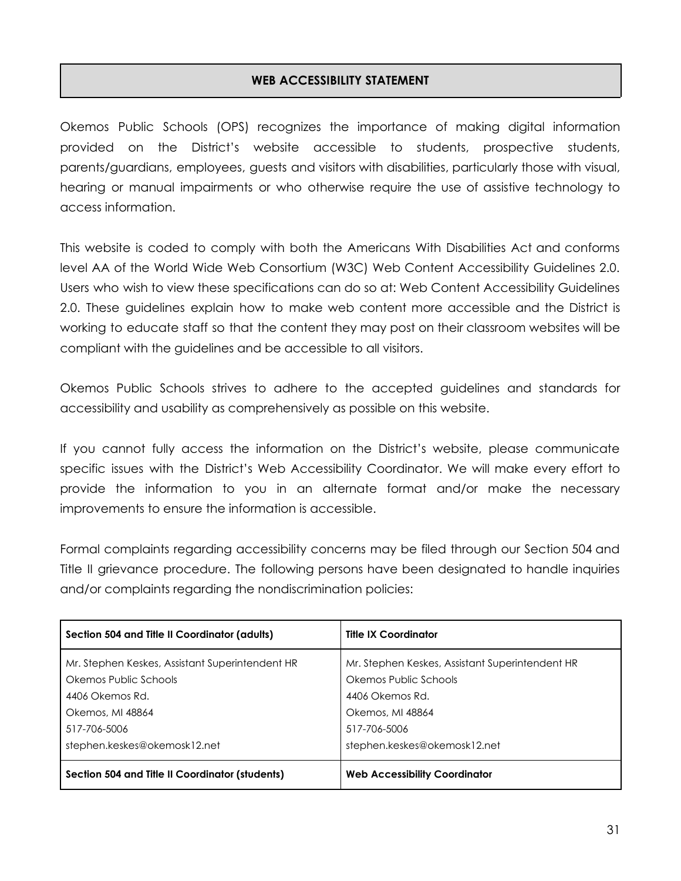## WEB ACCESSIBILITY STATEMENT

Okemos Public Schools (OPS) recognizes the importance of making digital information provided on the District's website accessible to students, prospective students, parents/guardians, employees, guests and visitors with disabilities, particularly those with visual, hearing or manual impairments or who otherwise require the use of assistive technology to access information.

This website is coded to comply with both the Americans With Disabilities Act and conforms level AA of the World Wide Web Consortium (W3C) Web Content Accessibility Guidelines 2.0. Users who wish to view these specifications can do so at: Web Content Accessibility Guidelines 2.0. These guidelines explain how to make web content more accessible and the District is working to educate staff so that the content they may post on their classroom websites will be compliant with the guidelines and be accessible to all visitors.

Okemos Public Schools strives to adhere to the accepted guidelines and standards for accessibility and usability as comprehensively as possible on this website.

If you cannot fully access the information on the District's website, please communicate specific issues with the District's Web Accessibility Coordinator. We will make every effort to provide the information to you in an alternate format and/or make the necessary improvements to ensure the information is accessible.

Formal complaints regarding accessibility concerns may be filed through our Section 504 and Title II grievance procedure. The following persons have been designated to handle inquiries and/or complaints regarding the nondiscrimination policies:

| **Section 504 and Title II Coordinator (adults)** | **Title IX Coordinator** |
|---|---|
| Mr. Stephen Keskes, Assistant Superintendent HR<br>Okemos Public Schools<br>4406 Okemos Rd.<br>Okemos, MI 48864<br>517-706-5006<br>stephen.keskes@okemosk12.net | Mr. Stephen Keskes, Assistant Superintendent HR<br>Okemos Public Schools<br>4406 Okemos Rd.<br>Okemos, MI 48864<br>517-706-5006<br>stephen.keskes@okemosk12.net |
| **Section 504 and Title II Coordinator (students)** | **Web Accessibility Coordinator** |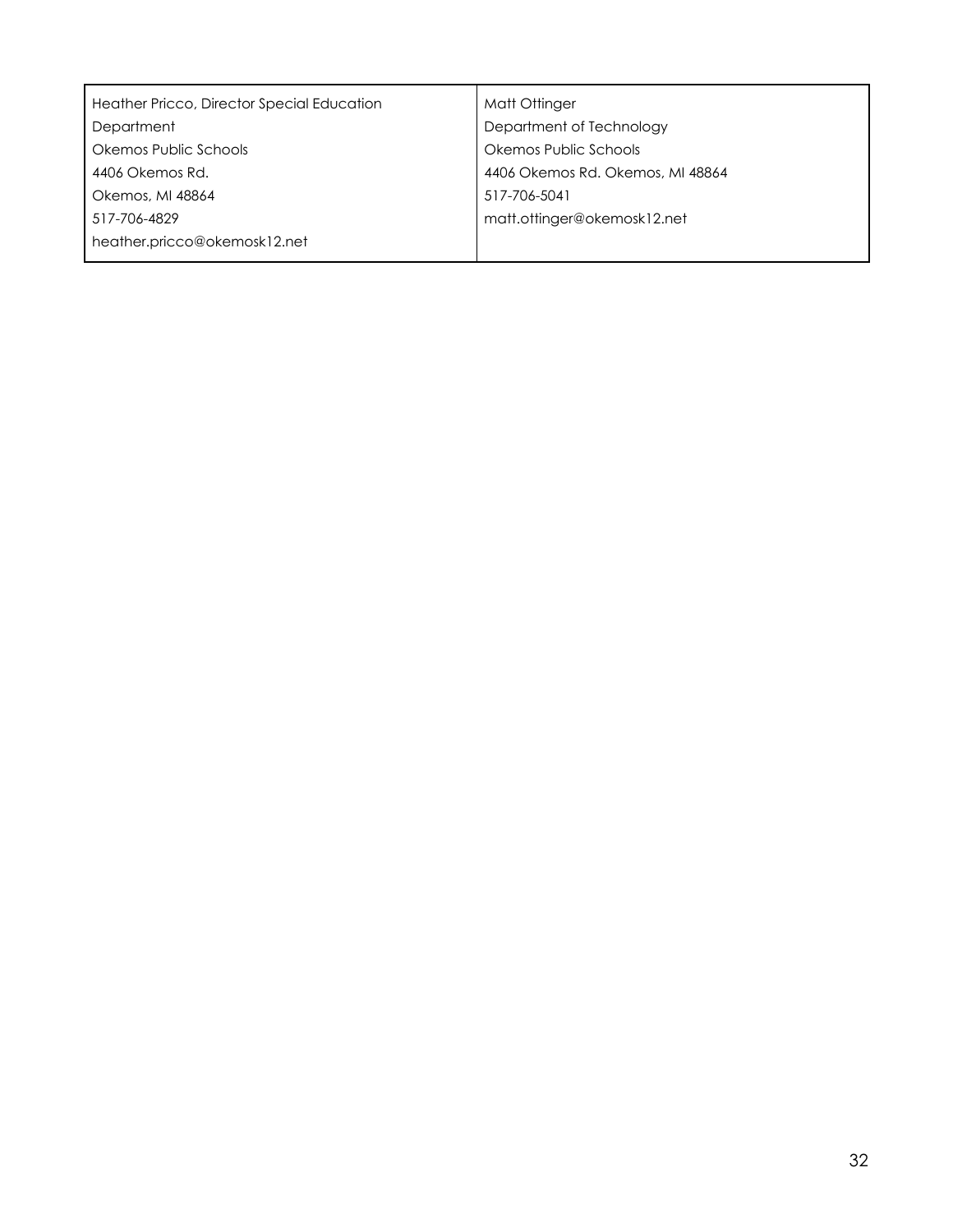| Heather Pricco, Director Special Education Department<br>Okemos Public Schools<br>4406 Okemos Rd.<br>Okemos, MI 48864<br>517-706-4829<br>heather.pricco@okemosk12.net | Matt Ottinger<br>Department of Technology<br>Okemos Public Schools<br>4406 Okemos Rd. Okemos, MI 48864<br>517-706-5041<br>matt.ottinger@okemosk12.net |
|---|---|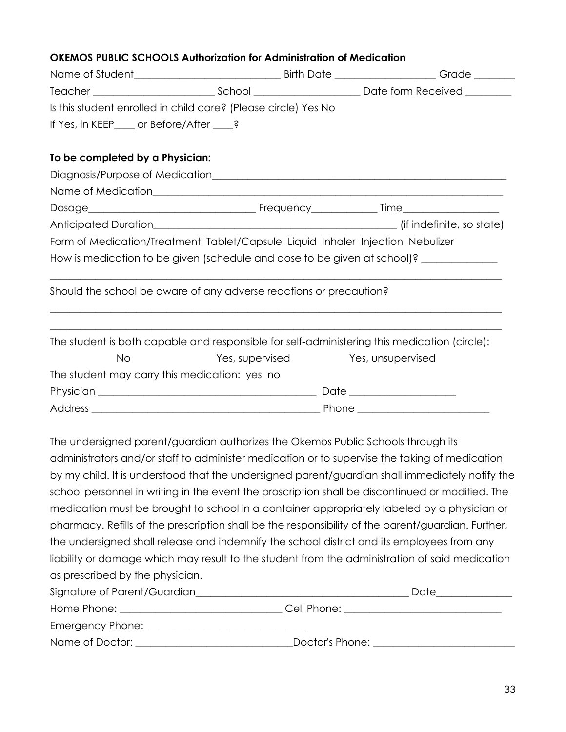**OKEMOS PUBLIC SCHOOLS Authorization for Administration of Medication**

Name of Student_____________________________ Birth Date ____________________ Grade ________

Teacher ________________________ School _____________________ Date form Received _________

Is this student enrolled in child care? (Please circle) Yes No

If Yes, in KEEP____ or Before/After ____?

**To be completed by a Physician:**

Diagnosis/Purpose of Medication____________________________________________________________

Name of Medication____________________________________________________________________

Dosage__________________________________ Frequency_____________ Time___________________

Anticipated Duration__________________________________________________ (if indefinite, so state)

Form of Medication/Treatment Tablet/Capsule Liquid Inhaler Injection Nebulizer

How is medication to be given (schedule and dose to be given at school)? _______________

_____________________________________________________________________________________

Should the school be aware of any adverse reactions or precaution?

_____________________________________________________________________________________

_____________________________________________________________________________________

The student is both capable and responsible for self-administering this medication (circle):

No Yes, supervised Yes, unsupervised

The student may carry this medication: yes no

Physician ____________________________________________ Date _____________________

Address _____________________________________________ Phone __________________________

The undersigned parent/guardian authorizes the Okemos Public Schools through its administrators and/or staff to administer medication or to supervise the taking of medication by my child. It is understood that the undersigned parent/guardian shall immediately notify the school personnel in writing in the event the proscription shall be discontinued or modified. The medication must be brought to school in a container appropriately labeled by a physician or pharmacy. Refills of the prescription shall be the responsibility of the parent/guardian. Further, the undersigned shall release and indemnify the school district and its employees from any liability or damage which may result to the student from the administration of said medication as prescribed by the physician.

Signature of Parent/Guardian____________________________________________ Date_______________

Home Phone: ________________________________ Cell Phone: _______________________________

Emergency Phone:________________________________

Name of Doctor: _______________________________Doctor's Phone: ____________________________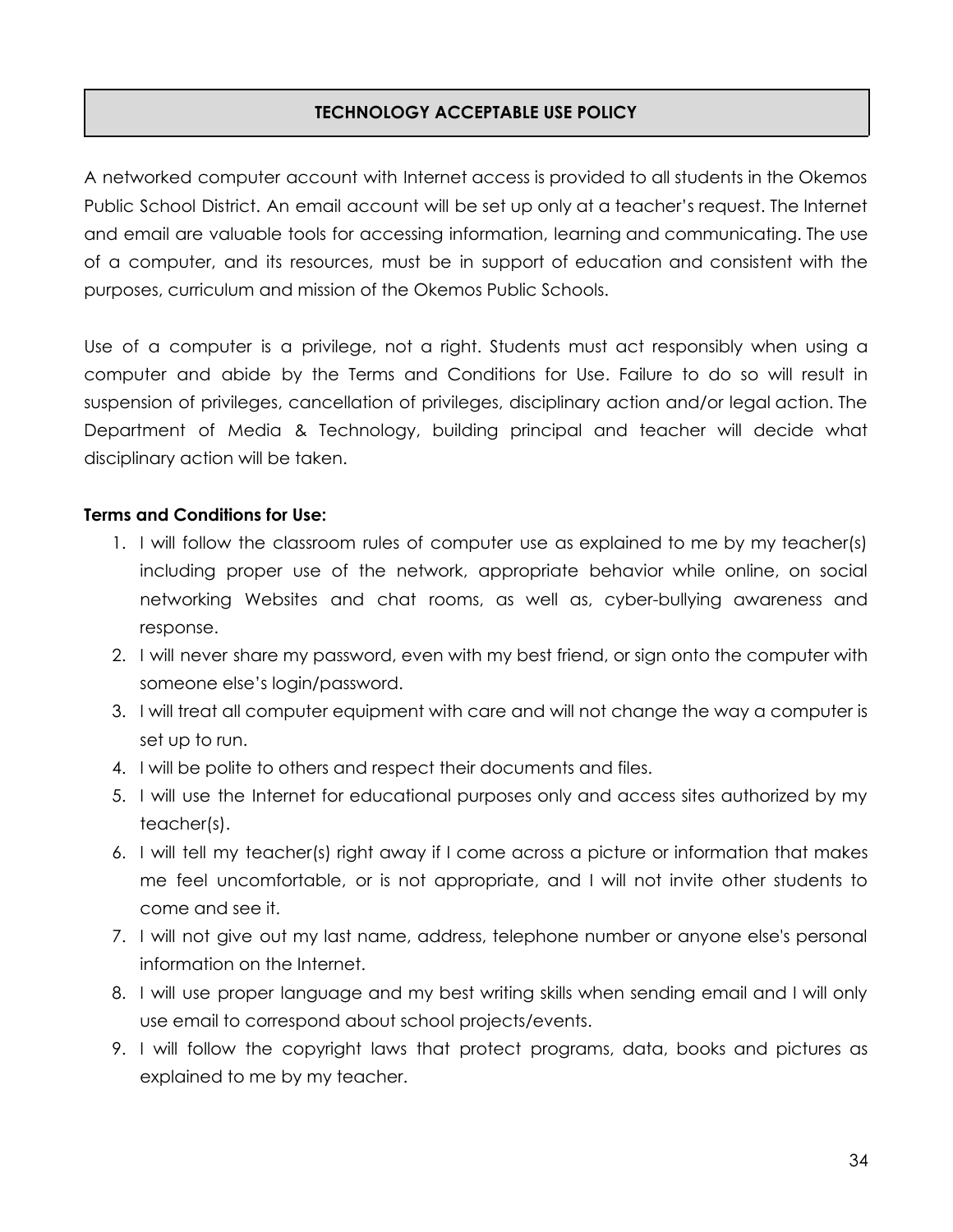## TECHNOLOGY ACCEPTABLE USE POLICY

A networked computer account with Internet access is provided to all students in the Okemos Public School District. An email account will be set up only at a teacher's request. The Internet and email are valuable tools for accessing information, learning and communicating. The use of a computer, and its resources, must be in support of education and consistent with the purposes, curriculum and mission of the Okemos Public Schools.

Use of a computer is a privilege, not a right. Students must act responsibly when using a computer and abide by the Terms and Conditions for Use. Failure to do so will result in suspension of privileges, cancellation of privileges, disciplinary action and/or legal action. The Department of Media & Technology, building principal and teacher will decide what disciplinary action will be taken.

**Terms and Conditions for Use:**

1. I will follow the classroom rules of computer use as explained to me by my teacher(s) including proper use of the network, appropriate behavior while online, on social networking Websites and chat rooms, as well as, cyber-bullying awareness and response.
2. I will never share my password, even with my best friend, or sign onto the computer with someone else's login/password.
3. I will treat all computer equipment with care and will not change the way a computer is set up to run.
4. I will be polite to others and respect their documents and files.
5. I will use the Internet for educational purposes only and access sites authorized by my teacher(s).
6. I will tell my teacher(s) right away if I come across a picture or information that makes me feel uncomfortable, or is not appropriate, and I will not invite other students to come and see it.
7. I will not give out my last name, address, telephone number or anyone else's personal information on the Internet.
8. I will use proper language and my best writing skills when sending email and I will only use email to correspond about school projects/events.
9. I will follow the copyright laws that protect programs, data, books and pictures as explained to me by my teacher.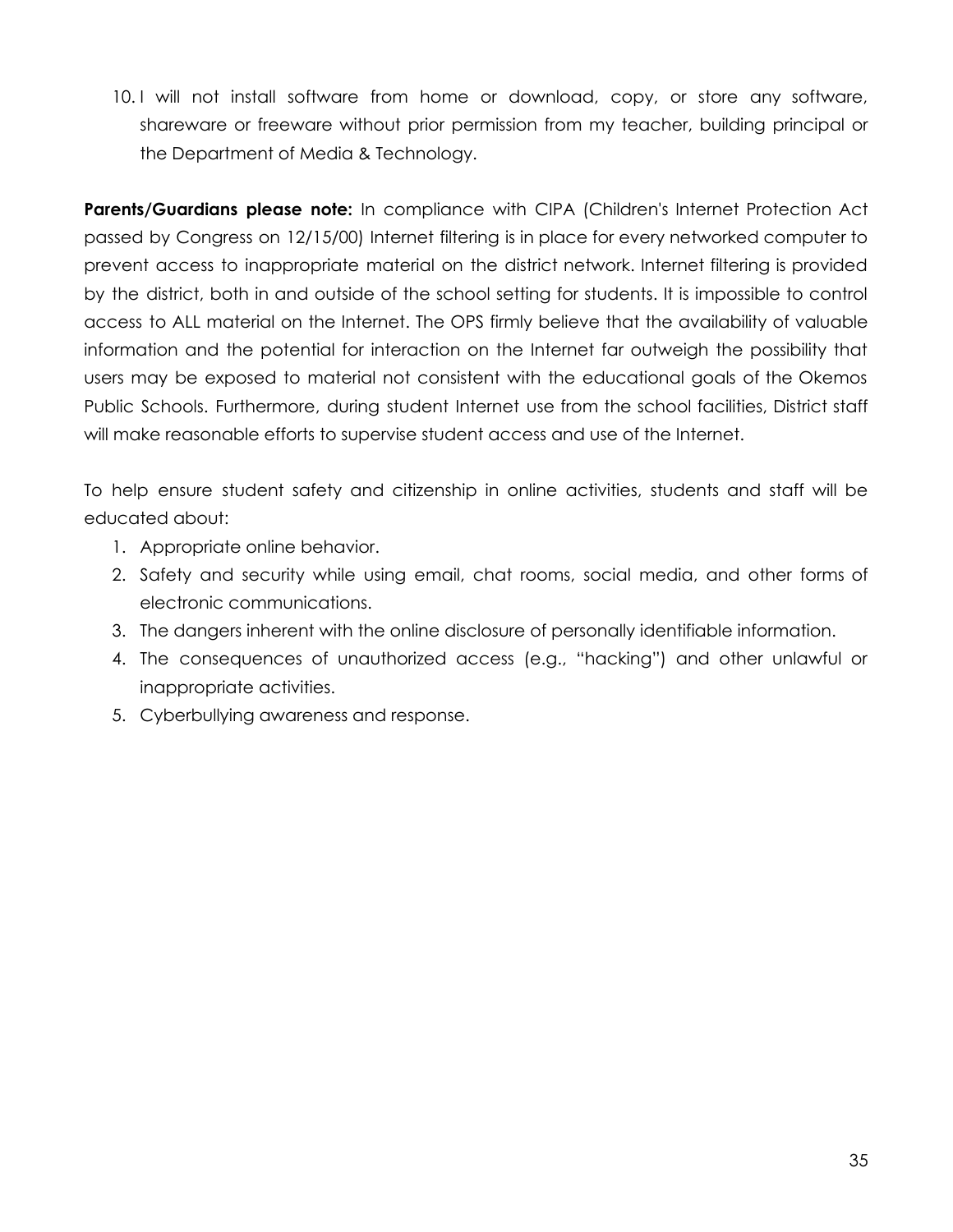10. I will not install software from home or download, copy, or store any software, shareware or freeware without prior permission from my teacher, building principal or the Department of Media & Technology.

**Parents/Guardians please note:** In compliance with CIPA (Children's Internet Protection Act passed by Congress on 12/15/00) Internet filtering is in place for every networked computer to prevent access to inappropriate material on the district network. Internet filtering is provided by the district, both in and outside of the school setting for students. It is impossible to control access to ALL material on the Internet. The OPS firmly believe that the availability of valuable information and the potential for interaction on the Internet far outweigh the possibility that users may be exposed to material not consistent with the educational goals of the Okemos Public Schools. Furthermore, during student Internet use from the school facilities, District staff will make reasonable efforts to supervise student access and use of the Internet.

To help ensure student safety and citizenship in online activities, students and staff will be educated about:

1. Appropriate online behavior.
2. Safety and security while using email, chat rooms, social media, and other forms of electronic communications.
3. The dangers inherent with the online disclosure of personally identifiable information.
4. The consequences of unauthorized access (e.g., "hacking") and other unlawful or inappropriate activities.
5. Cyberbullying awareness and response.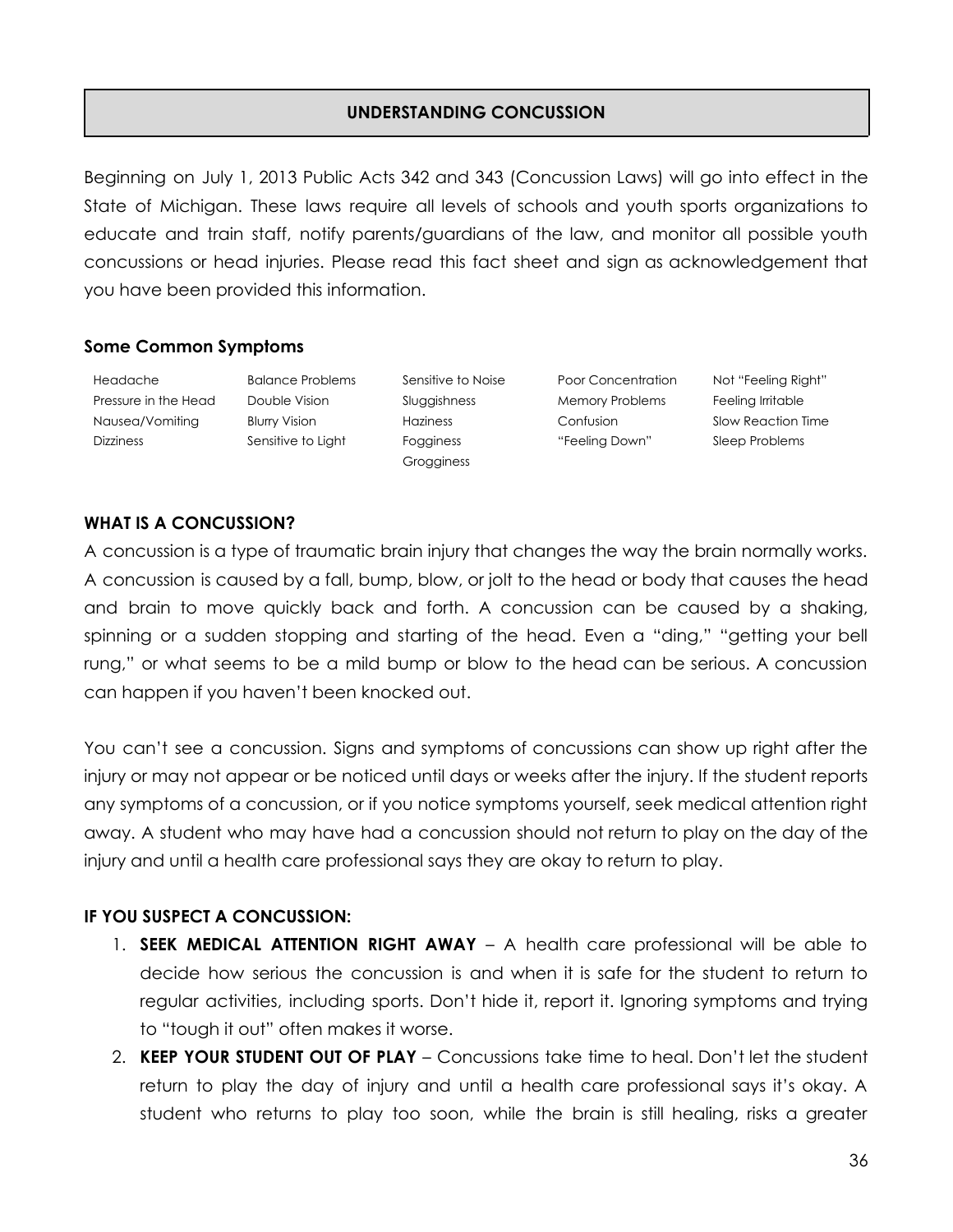## UNDERSTANDING CONCUSSION

Beginning on July 1, 2013 Public Acts 342 and 343 (Concussion Laws) will go into effect in the State of Michigan. These laws require all levels of schools and youth sports organizations to educate and train staff, notify parents/guardians of the law, and monitor all possible youth concussions or head injuries. Please read this fact sheet and sign as acknowledgement that you have been provided this information.

### Some Common Symptoms

| | | | | |
|---|---|---|---|---|
| Headache | Balance Problems | Sensitive to Noise | Poor Concentration | Not "Feeling Right" |
| Pressure in the Head | Double Vision | Sluggishness | Memory Problems | Feeling Irritable |
| Nausea/Vomiting | Blurry Vision | Haziness | Confusion | Slow Reaction Time |
| Dizziness | Sensitive to Light | Fogginess | "Feeling Down" | Sleep Problems |
| | | Grogginess | | |

### WHAT IS A CONCUSSION?

A concussion is a type of traumatic brain injury that changes the way the brain normally works. A concussion is caused by a fall, bump, blow, or jolt to the head or body that causes the head and brain to move quickly back and forth. A concussion can be caused by a shaking, spinning or a sudden stopping and starting of the head. Even a "ding," "getting your bell rung," or what seems to be a mild bump or blow to the head can be serious. A concussion can happen if you haven't been knocked out.

You can't see a concussion. Signs and symptoms of concussions can show up right after the injury or may not appear or be noticed until days or weeks after the injury. If the student reports any symptoms of a concussion, or if you notice symptoms yourself, seek medical attention right away. A student who may have had a concussion should not return to play on the day of the injury and until a health care professional says they are okay to return to play.

### IF YOU SUSPECT A CONCUSSION:

1. **SEEK MEDICAL ATTENTION RIGHT AWAY** – A health care professional will be able to decide how serious the concussion is and when it is safe for the student to return to regular activities, including sports. Don't hide it, report it. Ignoring symptoms and trying to "tough it out" often makes it worse.
2. **KEEP YOUR STUDENT OUT OF PLAY** – Concussions take time to heal. Don't let the student return to play the day of injury and until a health care professional says it's okay. A student who returns to play too soon, while the brain is still healing, risks a greater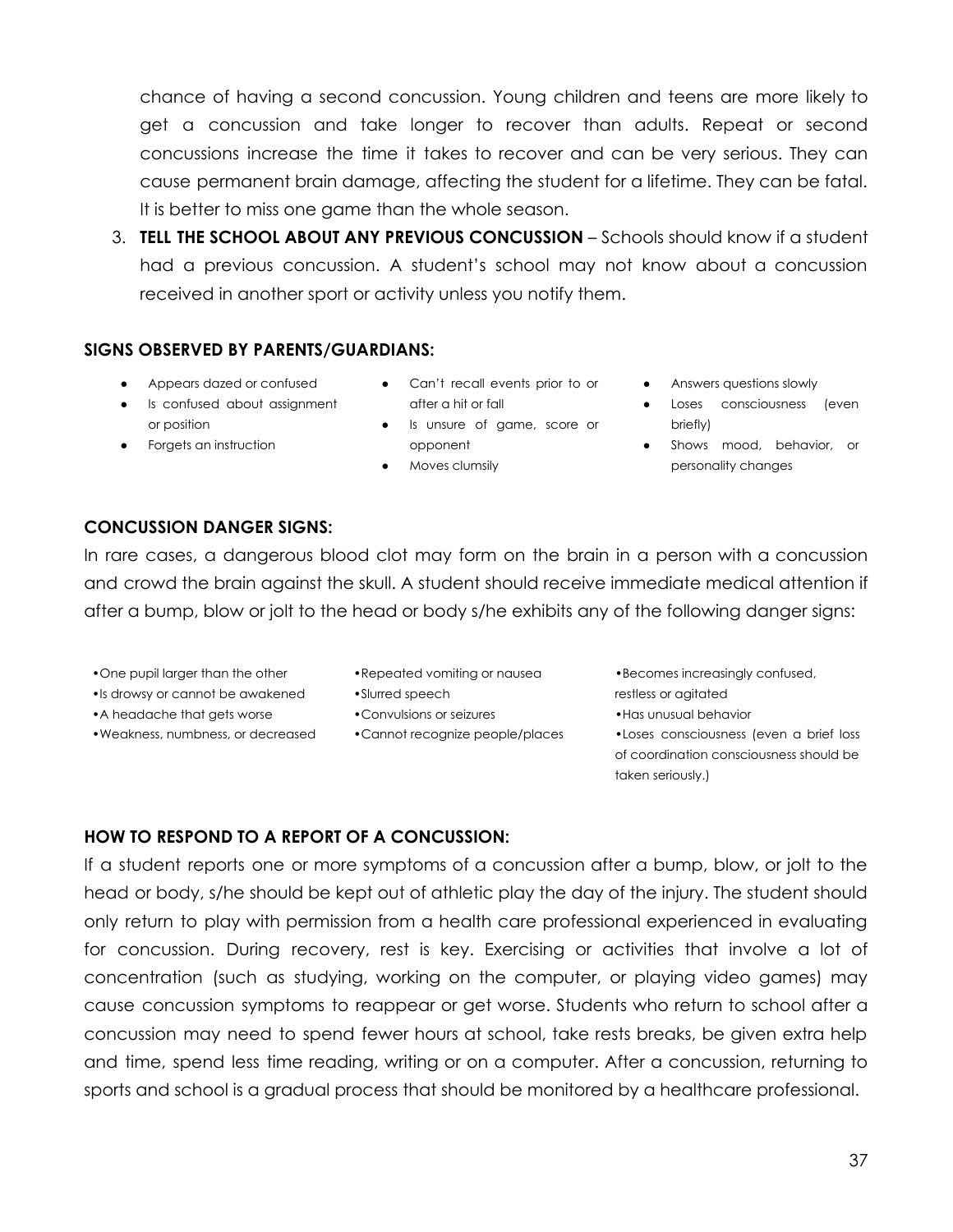chance of having a second concussion. Young children and teens are more likely to get a concussion and take longer to recover than adults. Repeat or second concussions increase the time it takes to recover and can be very serious. They can cause permanent brain damage, affecting the student for a lifetime. They can be fatal. It is better to miss one game than the whole season.

3. **TELL THE SCHOOL ABOUT ANY PREVIOUS CONCUSSION** – Schools should know if a student had a previous concussion. A student's school may not know about a concussion received in another sport or activity unless you notify them.

**SIGNS OBSERVED BY PARENTS/GUARDIANS:**

- Appears dazed or confused
- Is confused about assignment or position
- Forgets an instruction
- Can't recall events prior to or after a hit or fall
- Is unsure of game, score or opponent
- Moves clumsily
- Answers questions slowly
- Loses consciousness (even briefly)
- Shows mood, behavior, or personality changes

**CONCUSSION DANGER SIGNS:**

In rare cases, a dangerous blood clot may form on the brain in a person with a concussion and crowd the brain against the skull. A student should receive immediate medical attention if after a bump, blow or jolt to the head or body s/he exhibits any of the following danger signs:

- One pupil larger than the other
- Is drowsy or cannot be awakened
- A headache that gets worse
- Weakness, numbness, or decreased coordination
- Repeated vomiting or nausea
- Slurred speech
- Convulsions or seizures
- Cannot recognize people/places
- Becomes increasingly confused, restless or agitated
- Has unusual behavior
- Loses consciousness (even a brief loss of consciousness should be taken seriously.)

**HOW TO RESPOND TO A REPORT OF A CONCUSSION:**

If a student reports one or more symptoms of a concussion after a bump, blow, or jolt to the head or body, s/he should be kept out of athletic play the day of the injury. The student should only return to play with permission from a health care professional experienced in evaluating for concussion. During recovery, rest is key. Exercising or activities that involve a lot of concentration (such as studying, working on the computer, or playing video games) may cause concussion symptoms to reappear or get worse. Students who return to school after a concussion may need to spend fewer hours at school, take rests breaks, be given extra help and time, spend less time reading, writing or on a computer. After a concussion, returning to sports and school is a gradual process that should be monitored by a healthcare professional.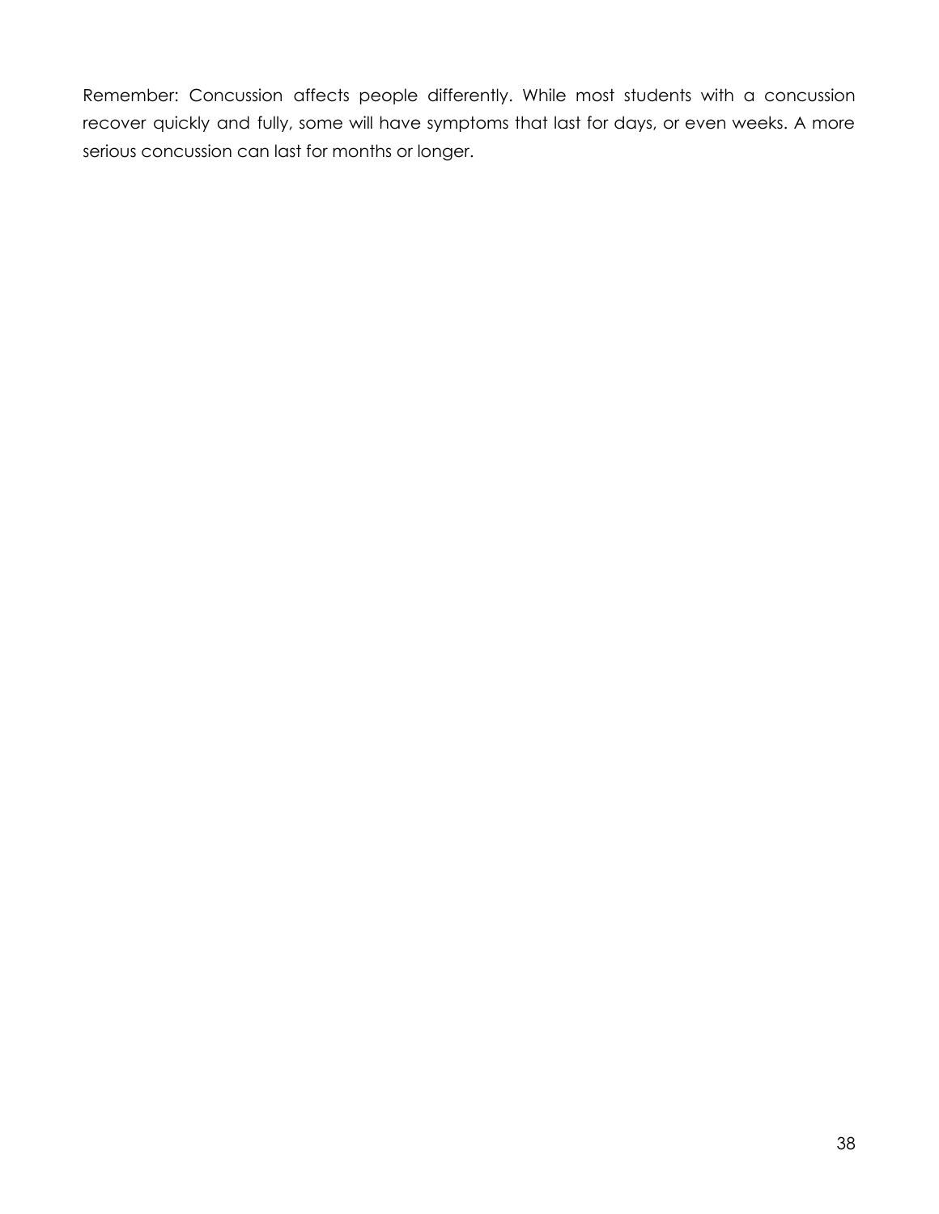Remember: Concussion affects people differently. While most students with a concussion recover quickly and fully, some will have symptoms that last for days, or even weeks. A more serious concussion can last for months or longer.